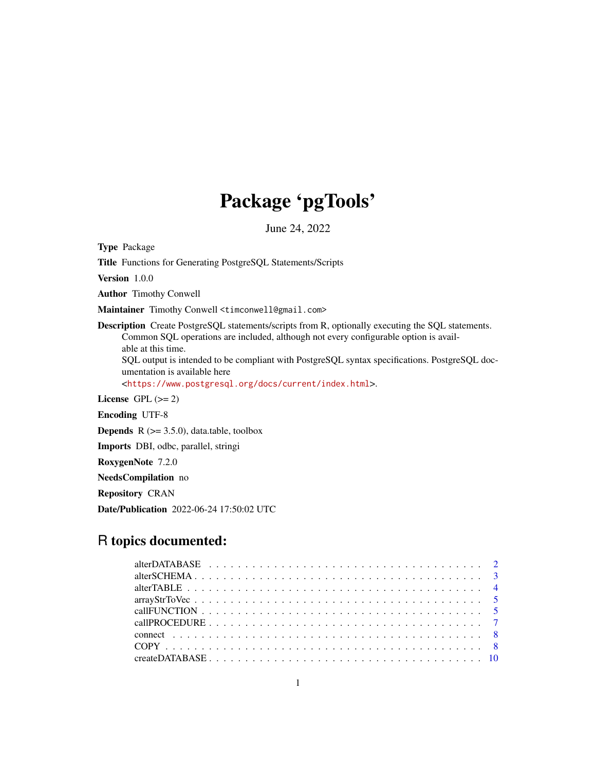# Package 'pgTools'

June 24, 2022

**Type** Package

**Title** Functions for Generating PostgreSQL Statements/Scripts

**Version** 1.0.0

**Author** Timothy Conwell

**Maintainer** Timothy Conwell <timconwell@gmail.com>

**Description** Create PostgreSQL statements/scripts from R, optionally executing the SQL statements. Common SQL operations are included, although not every configurable option is available at this time.
SQL output is intended to be compliant with PostgreSQL syntax specifications. PostgreSQL documentation is available here
<https://www.postgresql.org/docs/current/index.html>.

**License** GPL (>= 2)

**Encoding** UTF-8

**Depends** R (>= 3.5.0), data.table, toolbox

**Imports** DBI, odbc, parallel, stringi

**RoxygenNote** 7.2.0

**NeedsCompilation** no

**Repository** CRAN

**Date/Publication** 2022-06-24 17:50:02 UTC

## R topics documented:

| | |
|---|---|
| alterDATABASE | 2 |
| alterSCHEMA | 3 |
| alterTABLE | 4 |
| arrayStrToVec | 5 |
| callFUNCTION | 5 |
| callPROCEDURE | 7 |
| connect | 8 |
| COPY | 8 |
| createDATABASE | 10 |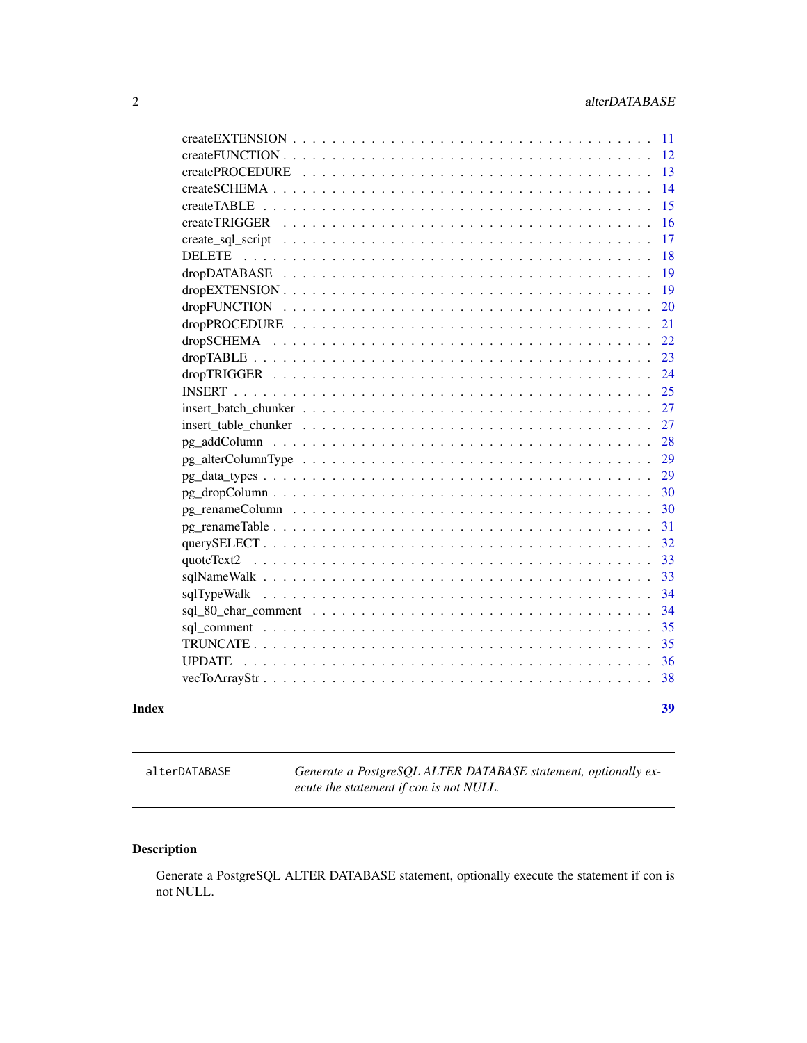createEXTENSION . . . . . . . . . . . . . . . . . . . . . . . . . . . . . . . . . . 11
createFUNCTION . . . . . . . . . . . . . . . . . . . . . . . . . . . . . . . . . . 12
createPROCEDURE . . . . . . . . . . . . . . . . . . . . . . . . . . . . . . . . . 13
createSCHEMA . . . . . . . . . . . . . . . . . . . . . . . . . . . . . . . . . . . 14
createTABLE . . . . . . . . . . . . . . . . . . . . . . . . . . . . . . . . . . . 15
createTRIGGER . . . . . . . . . . . . . . . . . . . . . . . . . . . . . . . . . . 16
create_sql_script . . . . . . . . . . . . . . . . . . . . . . . . . . . . . . . . . 17
DELETE . . . . . . . . . . . . . . . . . . . . . . . . . . . . . . . . . . . . . . 18
dropDATABASE . . . . . . . . . . . . . . . . . . . . . . . . . . . . . . . . . . 19
dropEXTENSION . . . . . . . . . . . . . . . . . . . . . . . . . . . . . . . . . . 19
dropFUNCTION . . . . . . . . . . . . . . . . . . . . . . . . . . . . . . . . . . 20
dropPROCEDURE . . . . . . . . . . . . . . . . . . . . . . . . . . . . . . . . . 21
dropSCHEMA . . . . . . . . . . . . . . . . . . . . . . . . . . . . . . . . . . . 22
dropTABLE . . . . . . . . . . . . . . . . . . . . . . . . . . . . . . . . . . . . 23
dropTRIGGER . . . . . . . . . . . . . . . . . . . . . . . . . . . . . . . . . . . 24
INSERT . . . . . . . . . . . . . . . . . . . . . . . . . . . . . . . . . . . . . . 25
insert_batch_chunker . . . . . . . . . . . . . . . . . . . . . . . . . . . . . . . 27
insert_table_chunker . . . . . . . . . . . . . . . . . . . . . . . . . . . . . . . 27
pg_addColumn . . . . . . . . . . . . . . . . . . . . . . . . . . . . . . . . . . 28
pg_alterColumnType . . . . . . . . . . . . . . . . . . . . . . . . . . . . . . . 29
pg_data_types . . . . . . . . . . . . . . . . . . . . . . . . . . . . . . . . . . . 29
pg_dropColumn . . . . . . . . . . . . . . . . . . . . . . . . . . . . . . . . . . 30
pg_renameColumn . . . . . . . . . . . . . . . . . . . . . . . . . . . . . . . . . 30
pg_renameTable . . . . . . . . . . . . . . . . . . . . . . . . . . . . . . . . . . 31
querySELECT . . . . . . . . . . . . . . . . . . . . . . . . . . . . . . . . . . . 32
quoteText2 . . . . . . . . . . . . . . . . . . . . . . . . . . . . . . . . . . . . 33
sqlNameWalk . . . . . . . . . . . . . . . . . . . . . . . . . . . . . . . . . . . 33
sqlTypeWalk . . . . . . . . . . . . . . . . . . . . . . . . . . . . . . . . . . . 34
sql_80_char_comment . . . . . . . . . . . . . . . . . . . . . . . . . . . . . . 34
sql_comment . . . . . . . . . . . . . . . . . . . . . . . . . . . . . . . . . . . 35
TRUNCATE . . . . . . . . . . . . . . . . . . . . . . . . . . . . . . . . . . . . 35
UPDATE . . . . . . . . . . . . . . . . . . . . . . . . . . . . . . . . . . . . . . 36
vecToArrayStr . . . . . . . . . . . . . . . . . . . . . . . . . . . . . . . . . . . 38

**Index** **39**

---

alterDATABASE — *Generate a PostgreSQL ALTER DATABASE statement, optionally execute the statement if con is not NULL.*

---

## Description

Generate a PostgreSQL ALTER DATABASE statement, optionally execute the statement if con is not NULL.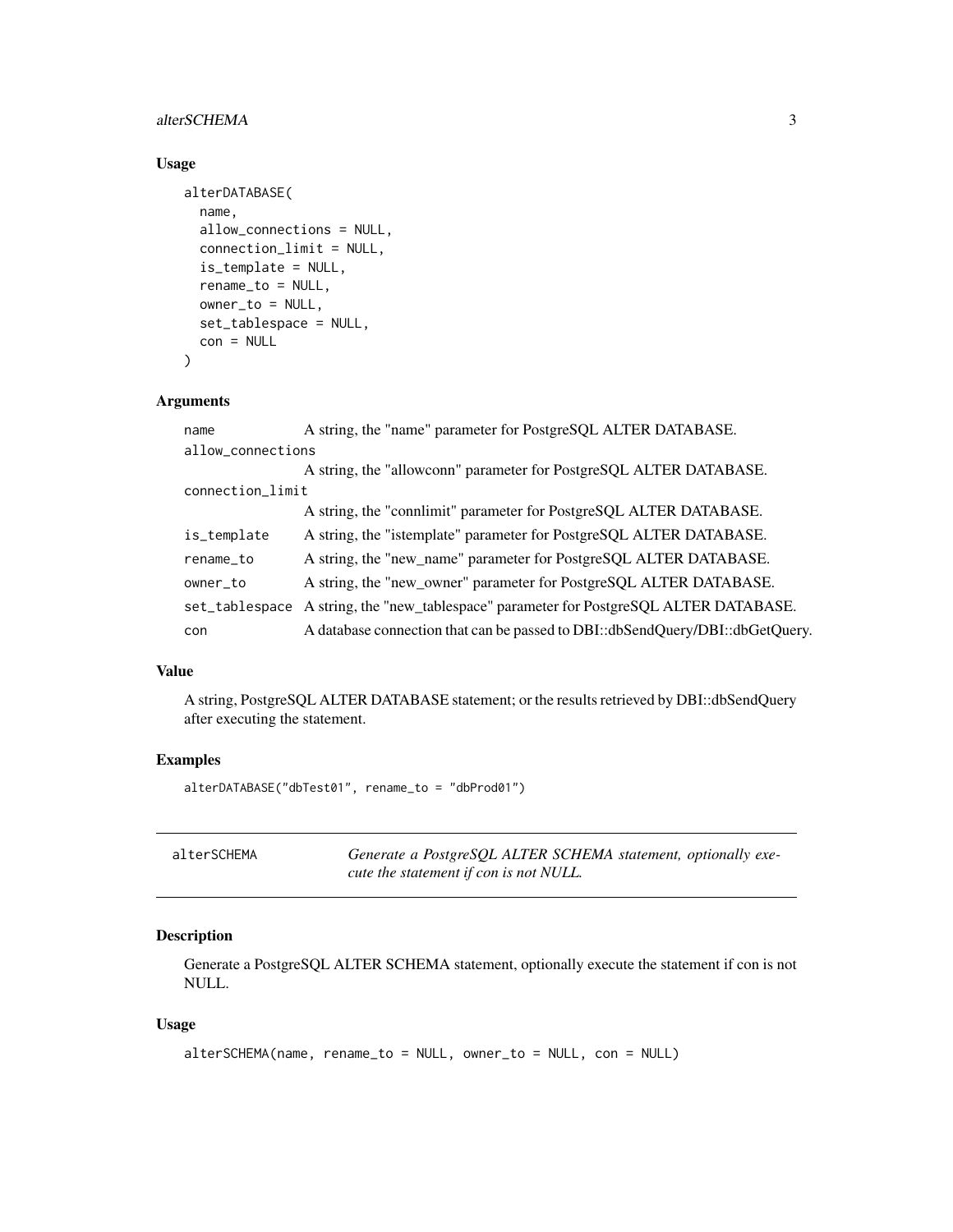### Usage

```
alterDATABASE(
  name,
  allow_connections = NULL,
  connection_limit = NULL,
  is_template = NULL,
  rename_to = NULL,
  owner_to = NULL,
  set_tablespace = NULL,
  con = NULL
)
```

### Arguments

| | |
|---|---|
| name | A string, the "name" parameter for PostgreSQL ALTER DATABASE. |
| allow_connections | A string, the "allowconn" parameter for PostgreSQL ALTER DATABASE. |
| connection_limit | A string, the "connlimit" parameter for PostgreSQL ALTER DATABASE. |
| is_template | A string, the "istemplate" parameter for PostgreSQL ALTER DATABASE. |
| rename_to | A string, the "new_name" parameter for PostgreSQL ALTER DATABASE. |
| owner_to | A string, the "new_owner" parameter for PostgreSQL ALTER DATABASE. |
| set_tablespace | A string, the "new_tablespace" parameter for PostgreSQL ALTER DATABASE. |
| con | A database connection that can be passed to DBI::dbSendQuery/DBI::dbGetQuery. |

### Value

A string, PostgreSQL ALTER DATABASE statement; or the results retrieved by DBI::dbSendQuery after executing the statement.

### Examples

```
alterDATABASE("dbTest01", rename_to = "dbProd01")
```

---

## alterSCHEMA — *Generate a PostgreSQL ALTER SCHEMA statement, optionally execute the statement if con is not NULL.*

### Description

Generate a PostgreSQL ALTER SCHEMA statement, optionally execute the statement if con is not NULL.

### Usage

```
alterSCHEMA(name, rename_to = NULL, owner_to = NULL, con = NULL)
```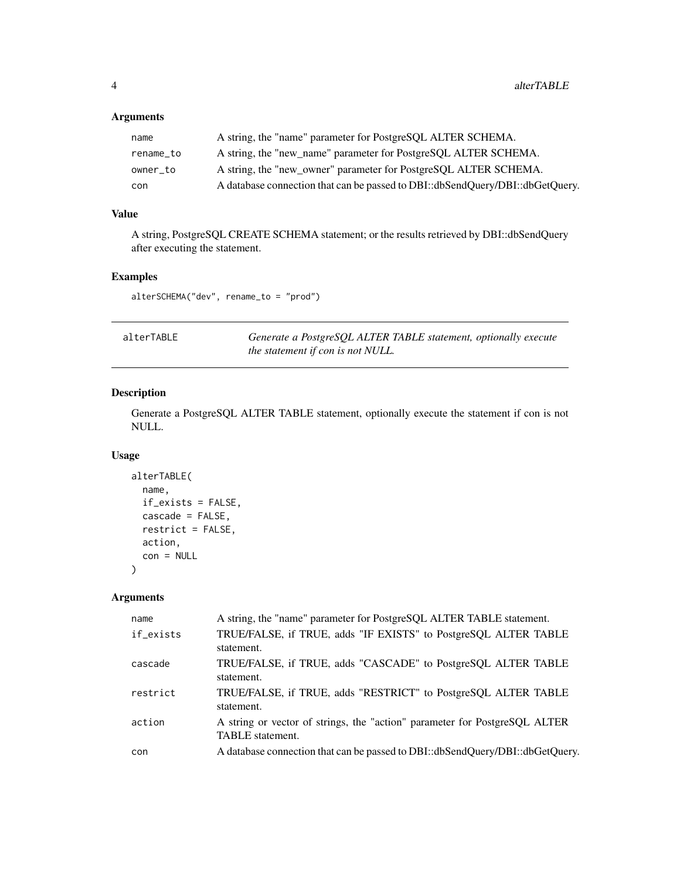### Arguments

| | |
|---|---|
| name | A string, the "name" parameter for PostgreSQL ALTER SCHEMA. |
| rename_to | A string, the "new_name" parameter for PostgreSQL ALTER SCHEMA. |
| owner_to | A string, the "new_owner" parameter for PostgreSQL ALTER SCHEMA. |
| con | A database connection that can be passed to DBI::dbSendQuery/DBI::dbGetQuery. |

### Value

A string, PostgreSQL CREATE SCHEMA statement; or the results retrieved by DBI::dbSendQuery after executing the statement.

### Examples

```
alterSCHEMA("dev", rename_to = "prod")
```

---

## alterTABLE

*Generate a PostgreSQL ALTER TABLE statement, optionally execute the statement if con is not NULL.*

---

### Description

Generate a PostgreSQL ALTER TABLE statement, optionally execute the statement if con is not NULL.

### Usage

```
alterTABLE(
  name,
  if_exists = FALSE,
  cascade = FALSE,
  restrict = FALSE,
  action,
  con = NULL
)
```

### Arguments

| | |
|---|---|
| name | A string, the "name" parameter for PostgreSQL ALTER TABLE statement. |
| if_exists | TRUE/FALSE, if TRUE, adds "IF EXISTS" to PostgreSQL ALTER TABLE statement. |
| cascade | TRUE/FALSE, if TRUE, adds "CASCADE" to PostgreSQL ALTER TABLE statement. |
| restrict | TRUE/FALSE, if TRUE, adds "RESTRICT" to PostgreSQL ALTER TABLE statement. |
| action | A string or vector of strings, the "action" parameter for PostgreSQL ALTER TABLE statement. |
| con | A database connection that can be passed to DBI::dbSendQuery/DBI::dbGetQuery. |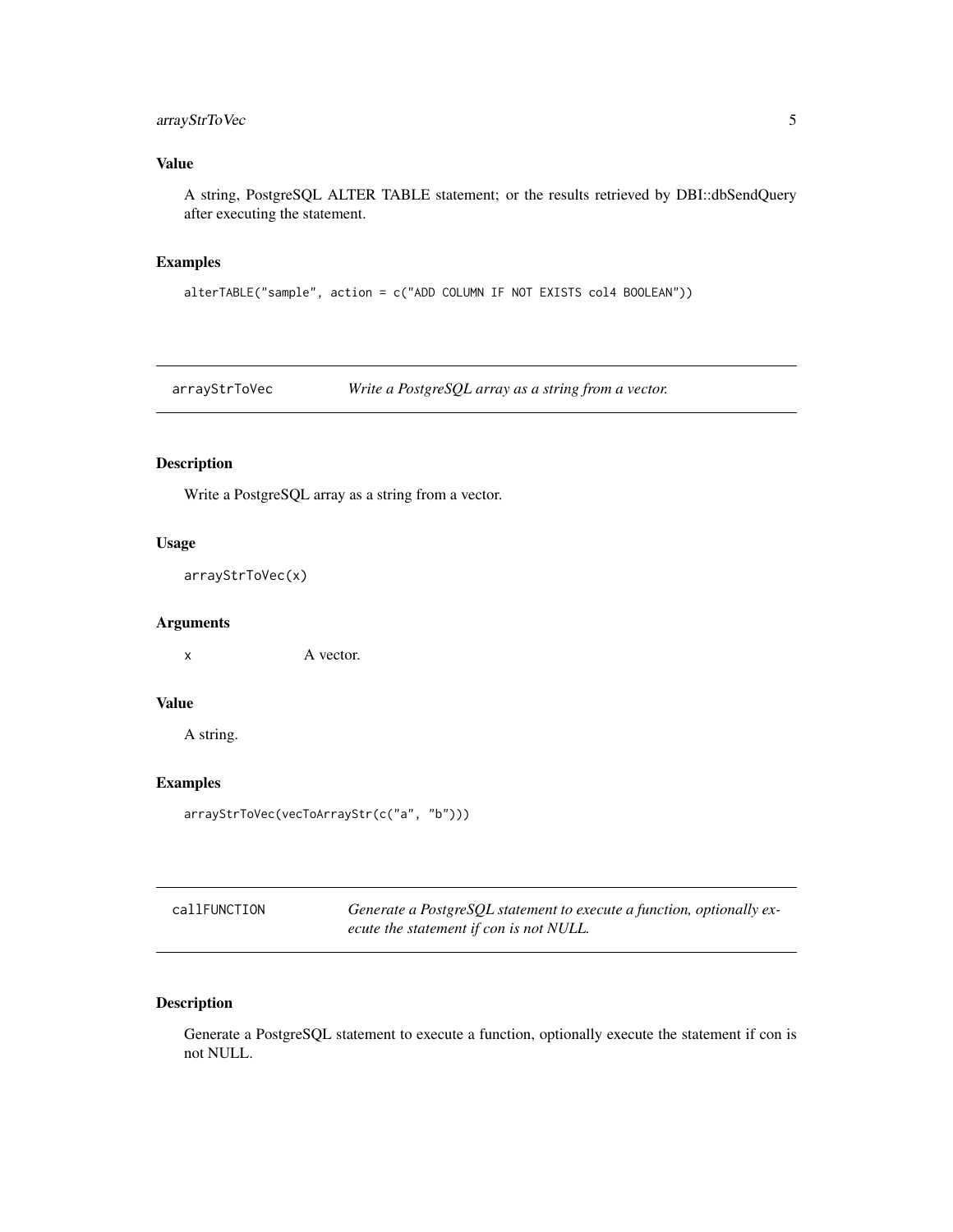### Value

A string, PostgreSQL ALTER TABLE statement; or the results retrieved by DBI::dbSendQuery after executing the statement.

### Examples

```
alterTABLE("sample", action = c("ADD COLUMN IF NOT EXISTS col4 BOOLEAN"))
```

---

## arrayStrToVec — *Write a PostgreSQL array as a string from a vector.*

---

### Description

Write a PostgreSQL array as a string from a vector.

### Usage

```
arrayStrToVec(x)
```

### Arguments

| | |
|---|---|
| x | A vector. |

### Value

A string.

### Examples

```
arrayStrToVec(vecToArrayStr(c("a", "b")))
```

---

## callFUNCTION — *Generate a PostgreSQL statement to execute a function, optionally execute the statement if con is not NULL.*

---

### Description

Generate a PostgreSQL statement to execute a function, optionally execute the statement if con is not NULL.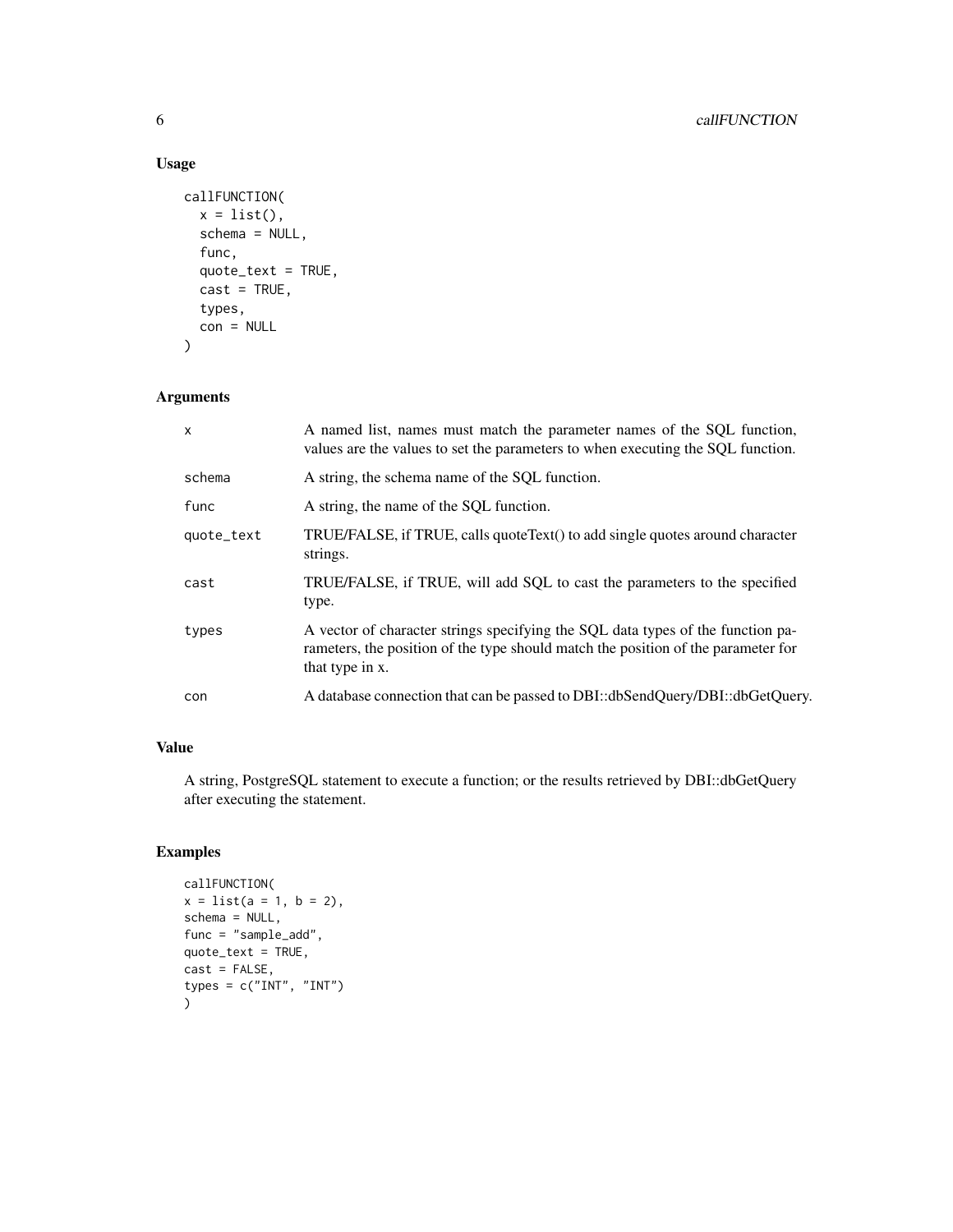## Usage

```
callFUNCTION(
  x = list(),
  schema = NULL,
  func,
  quote_text = TRUE,
  cast = TRUE,
  types,
  con = NULL
)
```

## Arguments

| | |
|---|---|
| x | A named list, names must match the parameter names of the SQL function, values are the values to set the parameters to when executing the SQL function. |
| schema | A string, the schema name of the SQL function. |
| func | A string, the name of the SQL function. |
| quote_text | TRUE/FALSE, if TRUE, calls quoteText() to add single quotes around character strings. |
| cast | TRUE/FALSE, if TRUE, will add SQL to cast the parameters to the specified type. |
| types | A vector of character strings specifying the SQL data types of the function parameters, the position of the type should match the position of the parameter for that type in x. |
| con | A database connection that can be passed to DBI::dbSendQuery/DBI::dbGetQuery. |

## Value

A string, PostgreSQL statement to execute a function; or the results retrieved by DBI::dbGetQuery after executing the statement.

## Examples

```
callFUNCTION(
x = list(a = 1, b = 2),
schema = NULL,
func = "sample_add",
quote_text = TRUE,
cast = FALSE,
types = c("INT", "INT")
)
```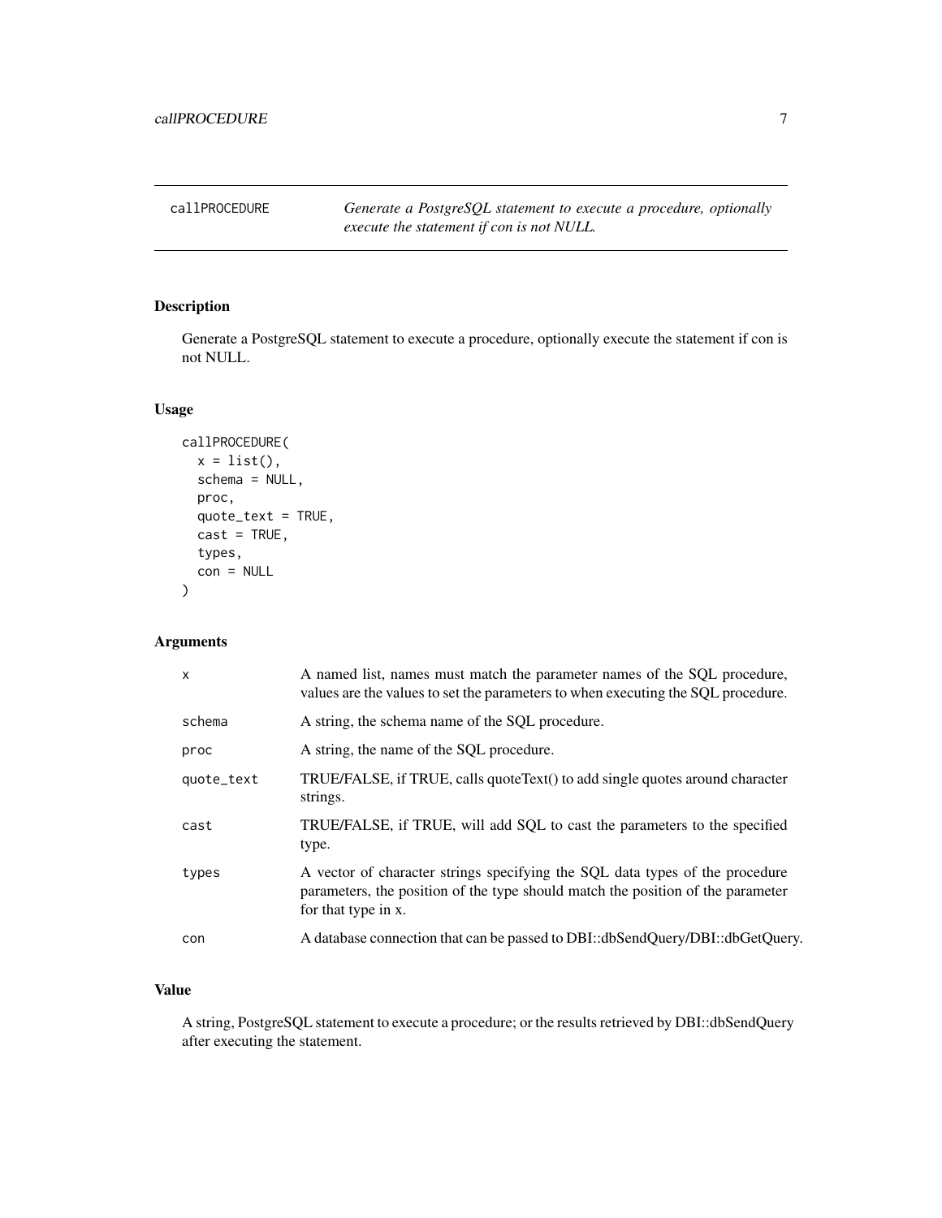callPROCEDURE *Generate a PostgreSQL statement to execute a procedure, optionally execute the statement if con is not NULL.*

## Description

Generate a PostgreSQL statement to execute a procedure, optionally execute the statement if con is not NULL.

## Usage

```
callPROCEDURE(
  x = list(),
  schema = NULL,
  proc,
  quote_text = TRUE,
  cast = TRUE,
  types,
  con = NULL
)
```

## Arguments

| | |
|---|---|
| x | A named list, names must match the parameter names of the SQL procedure, values are the values to set the parameters to when executing the SQL procedure. |
| schema | A string, the schema name of the SQL procedure. |
| proc | A string, the name of the SQL procedure. |
| quote_text | TRUE/FALSE, if TRUE, calls quoteText() to add single quotes around character strings. |
| cast | TRUE/FALSE, if TRUE, will add SQL to cast the parameters to the specified type. |
| types | A vector of character strings specifying the SQL data types of the procedure parameters, the position of the type should match the position of the parameter for that type in x. |
| con | A database connection that can be passed to DBI::dbSendQuery/DBI::dbGetQuery. |

## Value

A string, PostgreSQL statement to execute a procedure; or the results retrieved by DBI::dbSendQuery after executing the statement.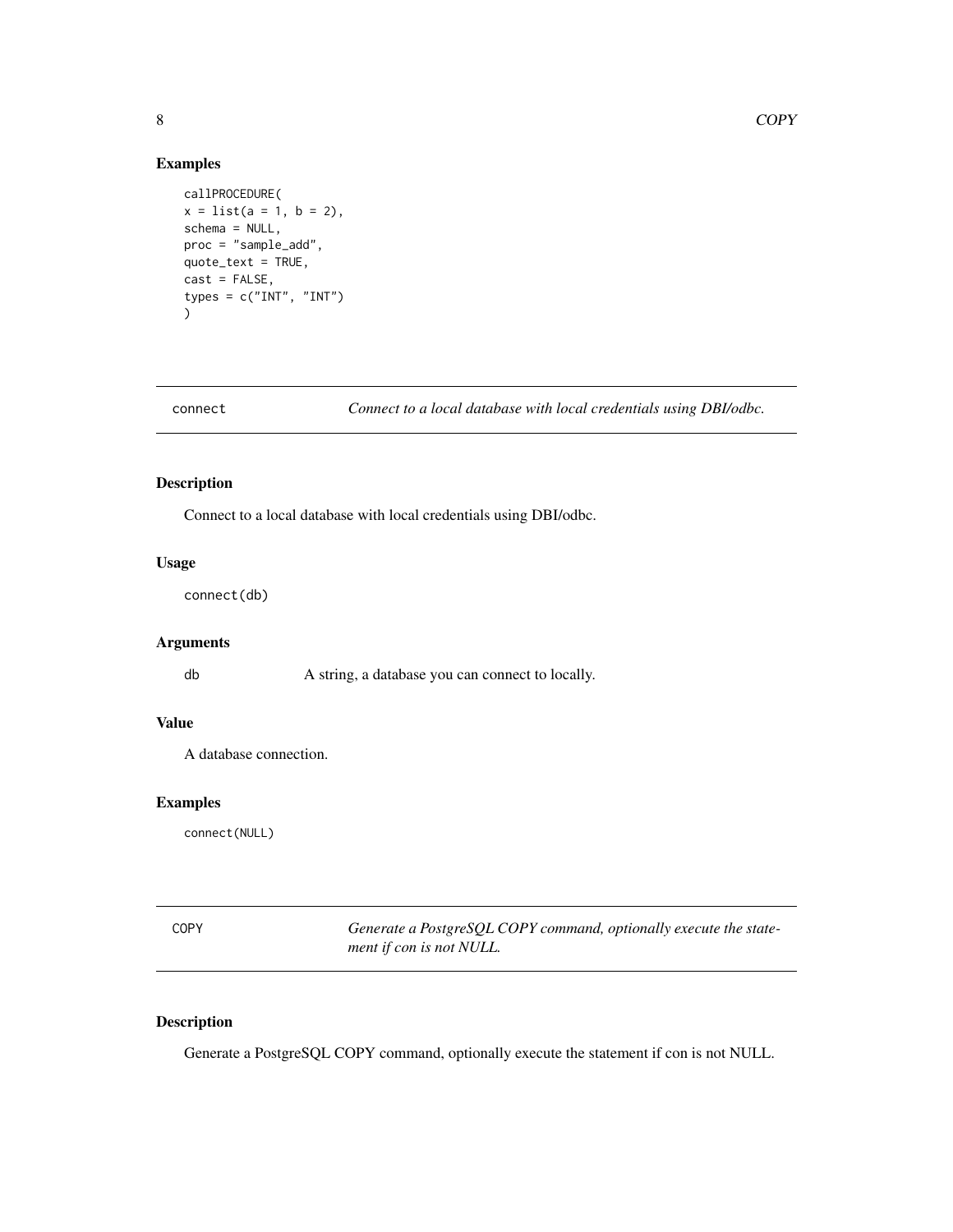## Examples

```
callPROCEDURE(
x = list(a = 1, b = 2),
schema = NULL,
proc = "sample_add",
quote_text = TRUE,
cast = FALSE,
types = c("INT", "INT")
)
```

---

# connect — *Connect to a local database with local credentials using DBI/odbc.*

## Description

Connect to a local database with local credentials using DBI/odbc.

## Usage

```
connect(db)
```

## Arguments

| | |
|---|---|
| db | A string, a database you can connect to locally. |

## Value

A database connection.

## Examples

```
connect(NULL)
```

---

# COPY — *Generate a PostgreSQL COPY command, optionally execute the statement if con is not NULL.*

## Description

Generate a PostgreSQL COPY command, optionally execute the statement if con is not NULL.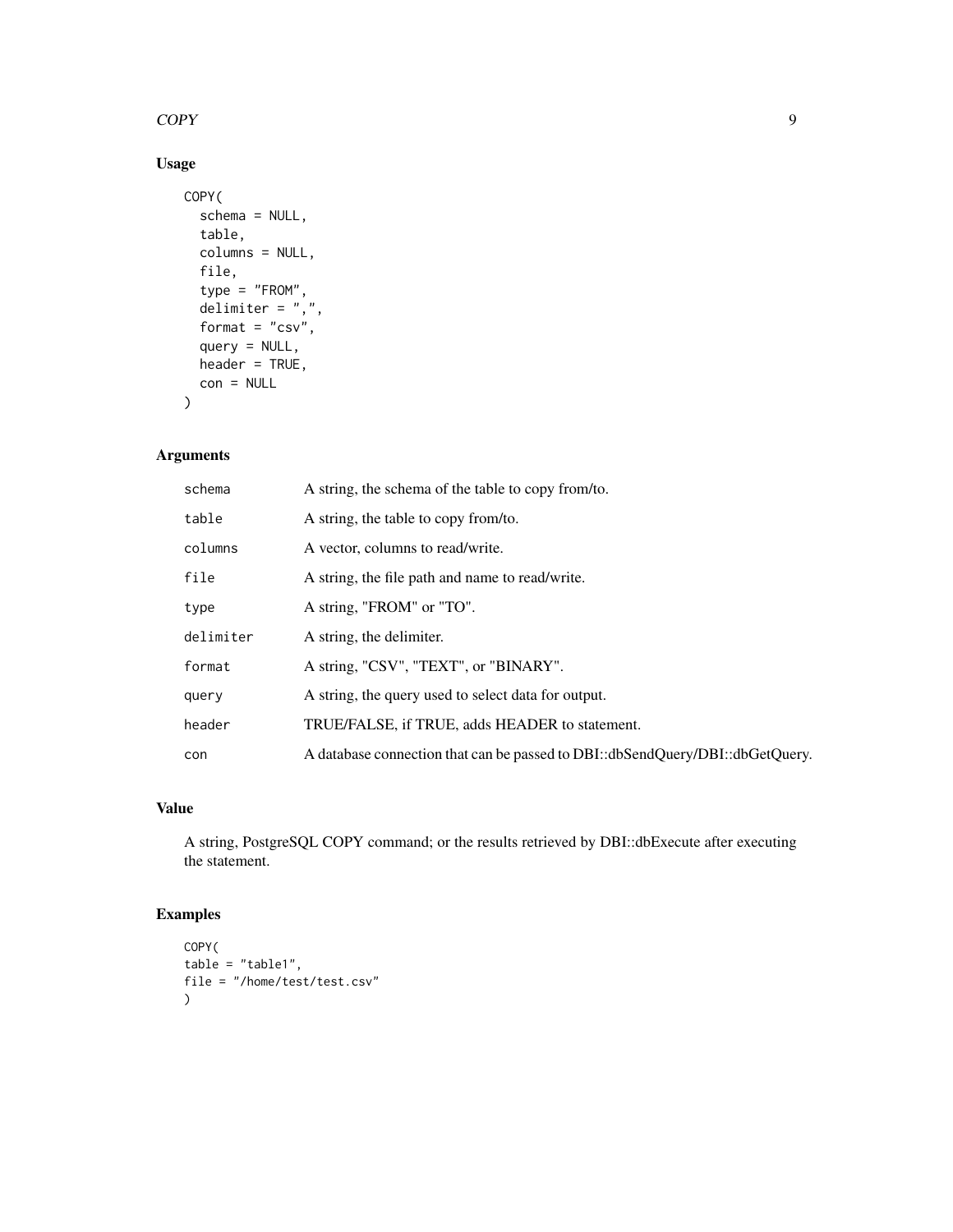## Usage

```
COPY(
  schema = NULL,
  table,
  columns = NULL,
  file,
  type = "FROM",
  delimiter = ",",
  format = "csv",
  query = NULL,
  header = TRUE,
  con = NULL
)
```

## Arguments

| | |
|---|---|
| schema | A string, the schema of the table to copy from/to. |
| table | A string, the table to copy from/to. |
| columns | A vector, columns to read/write. |
| file | A string, the file path and name to read/write. |
| type | A string, "FROM" or "TO". |
| delimiter | A string, the delimiter. |
| format | A string, "CSV", "TEXT", or "BINARY". |
| query | A string, the query used to select data for output. |
| header | TRUE/FALSE, if TRUE, adds HEADER to statement. |
| con | A database connection that can be passed to DBI::dbSendQuery/DBI::dbGetQuery. |

## Value

A string, PostgreSQL COPY command; or the results retrieved by DBI::dbExecute after executing the statement.

## Examples

```
COPY(
table = "table1",
file = "/home/test/test.csv"
)
```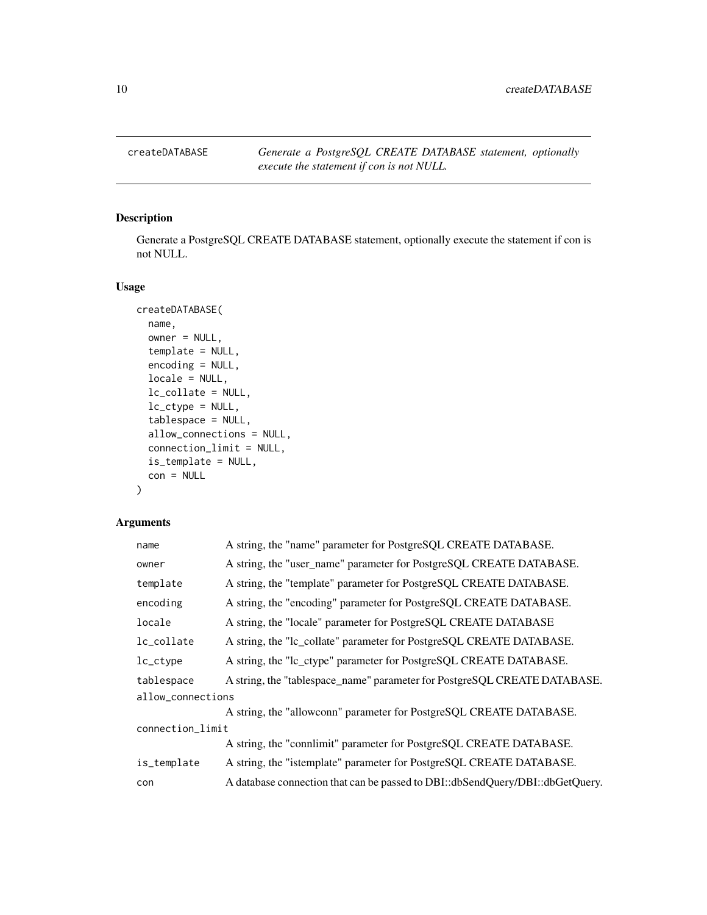# createDATABASE

*Generate a PostgreSQL CREATE DATABASE statement, optionally execute the statement if con is not NULL.*

## Description

Generate a PostgreSQL CREATE DATABASE statement, optionally execute the statement if con is not NULL.

## Usage

```
createDATABASE(
  name,
  owner = NULL,
  template = NULL,
  encoding = NULL,
  locale = NULL,
  lc_collate = NULL,
  lc_ctype = NULL,
  tablespace = NULL,
  allow_connections = NULL,
  connection_limit = NULL,
  is_template = NULL,
  con = NULL
)
```

## Arguments

| | |
|---|---|
| `name` | A string, the "name" parameter for PostgreSQL CREATE DATABASE. |
| `owner` | A string, the "user_name" parameter for PostgreSQL CREATE DATABASE. |
| `template` | A string, the "template" parameter for PostgreSQL CREATE DATABASE. |
| `encoding` | A string, the "encoding" parameter for PostgreSQL CREATE DATABASE. |
| `locale` | A string, the "locale" parameter for PostgreSQL CREATE DATABASE |
| `lc_collate` | A string, the "lc_collate" parameter for PostgreSQL CREATE DATABASE. |
| `lc_ctype` | A string, the "lc_ctype" parameter for PostgreSQL CREATE DATABASE. |
| `tablespace` | A string, the "tablespace_name" parameter for PostgreSQL CREATE DATABASE. |
| `allow_connections` | A string, the "allowconn" parameter for PostgreSQL CREATE DATABASE. |
| `connection_limit` | A string, the "connlimit" parameter for PostgreSQL CREATE DATABASE. |
| `is_template` | A string, the "istemplate" parameter for PostgreSQL CREATE DATABASE. |
| `con` | A database connection that can be passed to DBI::dbSendQuery/DBI::dbGetQuery. |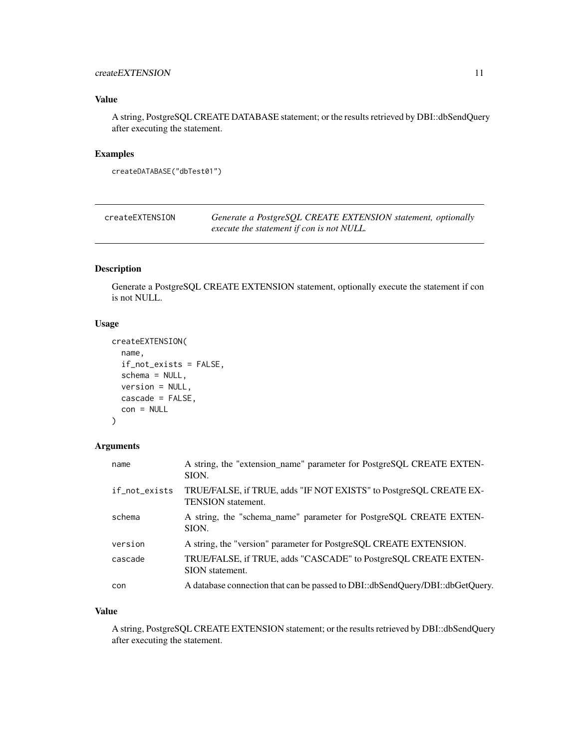### Value

A string, PostgreSQL CREATE DATABASE statement; or the results retrieved by DBI::dbSendQuery after executing the statement.

### Examples

```
createDATABASE("dbTest01")
```

---

## createEXTENSION — *Generate a PostgreSQL CREATE EXTENSION statement, optionally execute the statement if con is not NULL.*

---

### Description

Generate a PostgreSQL CREATE EXTENSION statement, optionally execute the statement if con is not NULL.

### Usage

```
createEXTENSION(
  name,
  if_not_exists = FALSE,
  schema = NULL,
  version = NULL,
  cascade = FALSE,
  con = NULL
)
```

### Arguments

| | |
|---|---|
| name | A string, the "extension_name" parameter for PostgreSQL CREATE EXTENSION. |
| if_not_exists | TRUE/FALSE, if TRUE, adds "IF NOT EXISTS" to PostgreSQL CREATE EXTENSION statement. |
| schema | A string, the "schema_name" parameter for PostgreSQL CREATE EXTENSION. |
| version | A string, the "version" parameter for PostgreSQL CREATE EXTENSION. |
| cascade | TRUE/FALSE, if TRUE, adds "CASCADE" to PostgreSQL CREATE EXTENSION statement. |
| con | A database connection that can be passed to DBI::dbSendQuery/DBI::dbGetQuery. |

### Value

A string, PostgreSQL CREATE EXTENSION statement; or the results retrieved by DBI::dbSendQuery after executing the statement.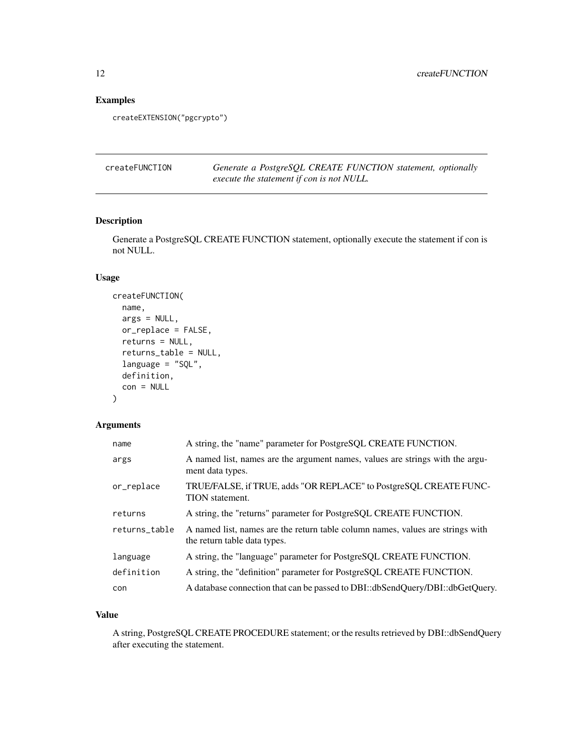## Examples

```
createEXTENSION("pgcrypto")
```

---

`createFUNCTION` *Generate a PostgreSQL CREATE FUNCTION statement, optionally execute the statement if con is not NULL.*

---

### Description

Generate a PostgreSQL CREATE FUNCTION statement, optionally execute the statement if con is not NULL.

### Usage

```
createFUNCTION(
  name,
  args = NULL,
  or_replace = FALSE,
  returns = NULL,
  returns_table = NULL,
  language = "SQL",
  definition,
  con = NULL
)
```

### Arguments

| | |
|---|---|
| `name` | A string, the "name" parameter for PostgreSQL CREATE FUNCTION. |
| `args` | A named list, names are the argument names, values are strings with the argument data types. |
| `or_replace` | TRUE/FALSE, if TRUE, adds "OR REPLACE" to PostgreSQL CREATE FUNCTION statement. |
| `returns` | A string, the "returns" parameter for PostgreSQL CREATE FUNCTION. |
| `returns_table` | A named list, names are the return table column names, values are strings with the return table data types. |
| `language` | A string, the "language" parameter for PostgreSQL CREATE FUNCTION. |
| `definition` | A string, the "definition" parameter for PostgreSQL CREATE FUNCTION. |
| `con` | A database connection that can be passed to DBI::dbSendQuery/DBI::dbGetQuery. |

### Value

A string, PostgreSQL CREATE PROCEDURE statement; or the results retrieved by DBI::dbSendQuery after executing the statement.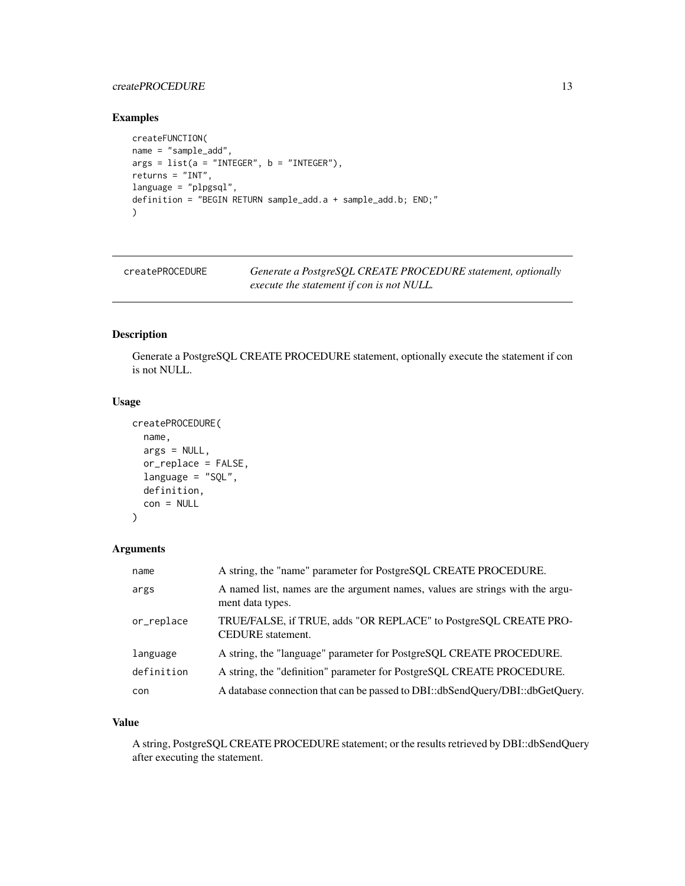## Examples

```
createFUNCTION(
name = "sample_add",
args = list(a = "INTEGER", b = "INTEGER"),
returns = "INT",
language = "plpgsql",
definition = "BEGIN RETURN sample_add.a + sample_add.b; END;"
)
```

---

# createPROCEDURE *Generate a PostgreSQL CREATE PROCEDURE statement, optionally execute the statement if con is not NULL.*

---

## Description

Generate a PostgreSQL CREATE PROCEDURE statement, optionally execute the statement if con is not NULL.

## Usage

```
createPROCEDURE(
  name,
  args = NULL,
  or_replace = FALSE,
  language = "SQL",
  definition,
  con = NULL
)
```

## Arguments

| | |
|---|---|
| name | A string, the "name" parameter for PostgreSQL CREATE PROCEDURE. |
| args | A named list, names are the argument names, values are strings with the argument data types. |
| or_replace | TRUE/FALSE, if TRUE, adds "OR REPLACE" to PostgreSQL CREATE PROCEDURE statement. |
| language | A string, the "language" parameter for PostgreSQL CREATE PROCEDURE. |
| definition | A string, the "definition" parameter for PostgreSQL CREATE PROCEDURE. |
| con | A database connection that can be passed to DBI::dbSendQuery/DBI::dbGetQuery. |

## Value

A string, PostgreSQL CREATE PROCEDURE statement; or the results retrieved by DBI::dbSendQuery after executing the statement.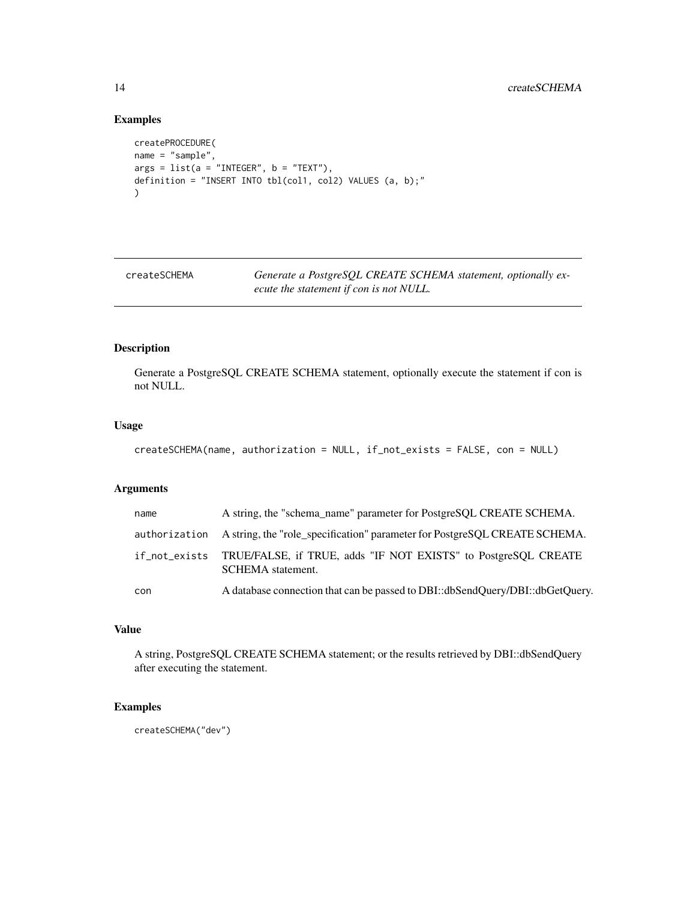## Examples

```
createPROCEDURE(
name = "sample",
args = list(a = "INTEGER", b = "TEXT"),
definition = "INSERT INTO tbl(col1, col2) VALUES (a, b);"
)
```

---

## createSCHEMA — *Generate a PostgreSQL CREATE SCHEMA statement, optionally execute the statement if con is not NULL.*

---

### Description

Generate a PostgreSQL CREATE SCHEMA statement, optionally execute the statement if con is not NULL.

### Usage

```
createSCHEMA(name, authorization = NULL, if_not_exists = FALSE, con = NULL)
```

### Arguments

| | |
|---|---|
| name | A string, the "schema_name" parameter for PostgreSQL CREATE SCHEMA. |
| authorization | A string, the "role_specification" parameter for PostgreSQL CREATE SCHEMA. |
| if_not_exists | TRUE/FALSE, if TRUE, adds "IF NOT EXISTS" to PostgreSQL CREATE SCHEMA statement. |
| con | A database connection that can be passed to DBI::dbSendQuery/DBI::dbGetQuery. |

### Value

A string, PostgreSQL CREATE SCHEMA statement; or the results retrieved by DBI::dbSendQuery after executing the statement.

### Examples

```
createSCHEMA("dev")
```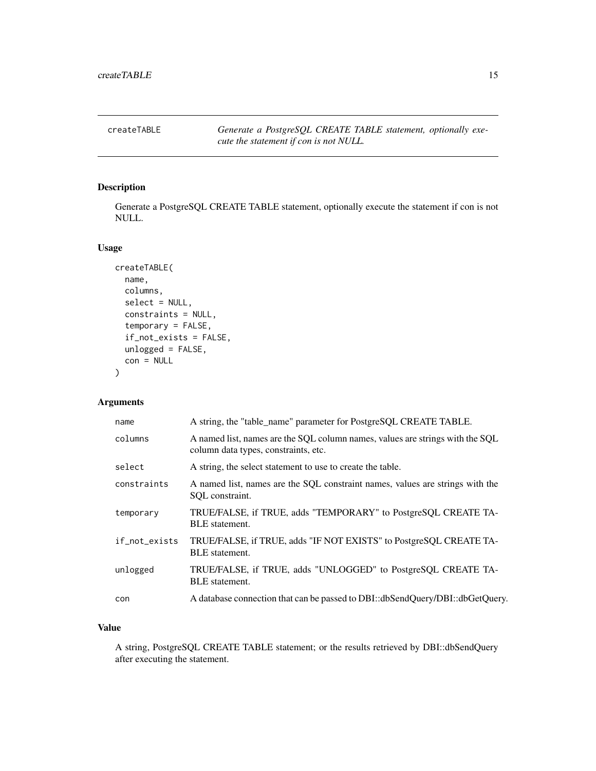## createTABLE

*Generate a PostgreSQL CREATE TABLE statement, optionally execute the statement if con is not NULL.*

### Description

Generate a PostgreSQL CREATE TABLE statement, optionally execute the statement if con is not NULL.

### Usage

```
createTABLE(
  name,
  columns,
  select = NULL,
  constraints = NULL,
  temporary = FALSE,
  if_not_exists = FALSE,
  unlogged = FALSE,
  con = NULL
)
```

### Arguments

| | |
|---|---|
| `name` | A string, the "table_name" parameter for PostgreSQL CREATE TABLE. |
| `columns` | A named list, names are the SQL column names, values are strings with the SQL column data types, constraints, etc. |
| `select` | A string, the select statement to use to create the table. |
| `constraints` | A named list, names are the SQL constraint names, values are strings with the SQL constraint. |
| `temporary` | TRUE/FALSE, if TRUE, adds "TEMPORARY" to PostgreSQL CREATE TABLE statement. |
| `if_not_exists` | TRUE/FALSE, if TRUE, adds "IF NOT EXISTS" to PostgreSQL CREATE TABLE statement. |
| `unlogged` | TRUE/FALSE, if TRUE, adds "UNLOGGED" to PostgreSQL CREATE TABLE statement. |
| `con` | A database connection that can be passed to DBI::dbSendQuery/DBI::dbGetQuery. |

### Value

A string, PostgreSQL CREATE TABLE statement; or the results retrieved by DBI::dbSendQuery after executing the statement.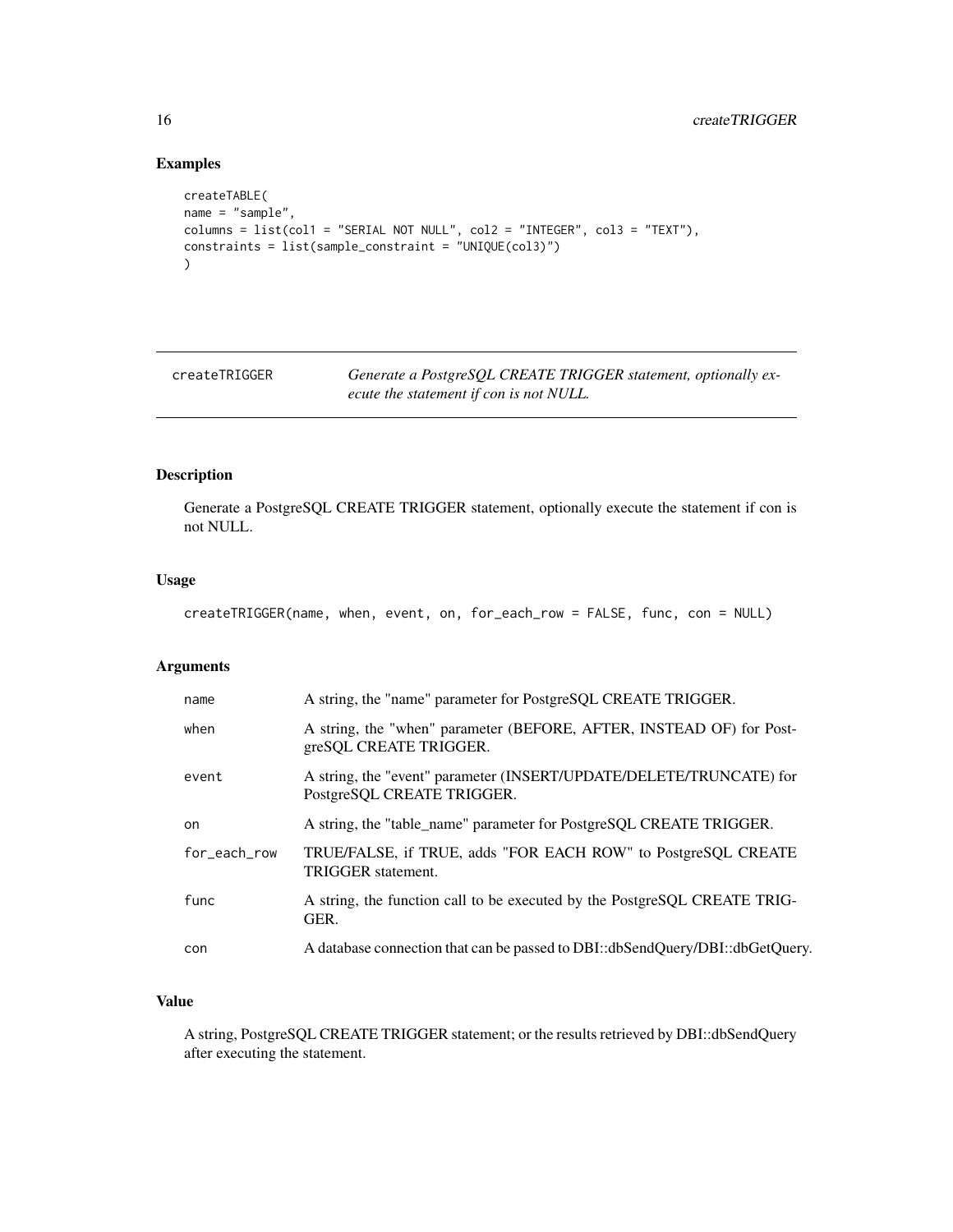## Examples

```
createTABLE(
name = "sample",
columns = list(col1 = "SERIAL NOT NULL", col2 = "INTEGER", col3 = "TEXT"),
constraints = list(sample_constraint = "UNIQUE(col3)")
)
```

---

# createTRIGGER

*Generate a PostgreSQL CREATE TRIGGER statement, optionally execute the statement if con is not NULL.*

---

## Description

Generate a PostgreSQL CREATE TRIGGER statement, optionally execute the statement if con is not NULL.

## Usage

```
createTRIGGER(name, when, event, on, for_each_row = FALSE, func, con = NULL)
```

## Arguments

| | |
|---|---|
| name | A string, the "name" parameter for PostgreSQL CREATE TRIGGER. |
| when | A string, the "when" parameter (BEFORE, AFTER, INSTEAD OF) for PostgreSQL CREATE TRIGGER. |
| event | A string, the "event" parameter (INSERT/UPDATE/DELETE/TRUNCATE) for PostgreSQL CREATE TRIGGER. |
| on | A string, the "table_name" parameter for PostgreSQL CREATE TRIGGER. |
| for_each_row | TRUE/FALSE, if TRUE, adds "FOR EACH ROW" to PostgreSQL CREATE TRIGGER statement. |
| func | A string, the function call to be executed by the PostgreSQL CREATE TRIGGER. |
| con | A database connection that can be passed to DBI::dbSendQuery/DBI::dbGetQuery. |

## Value

A string, PostgreSQL CREATE TRIGGER statement; or the results retrieved by DBI::dbSendQuery after executing the statement.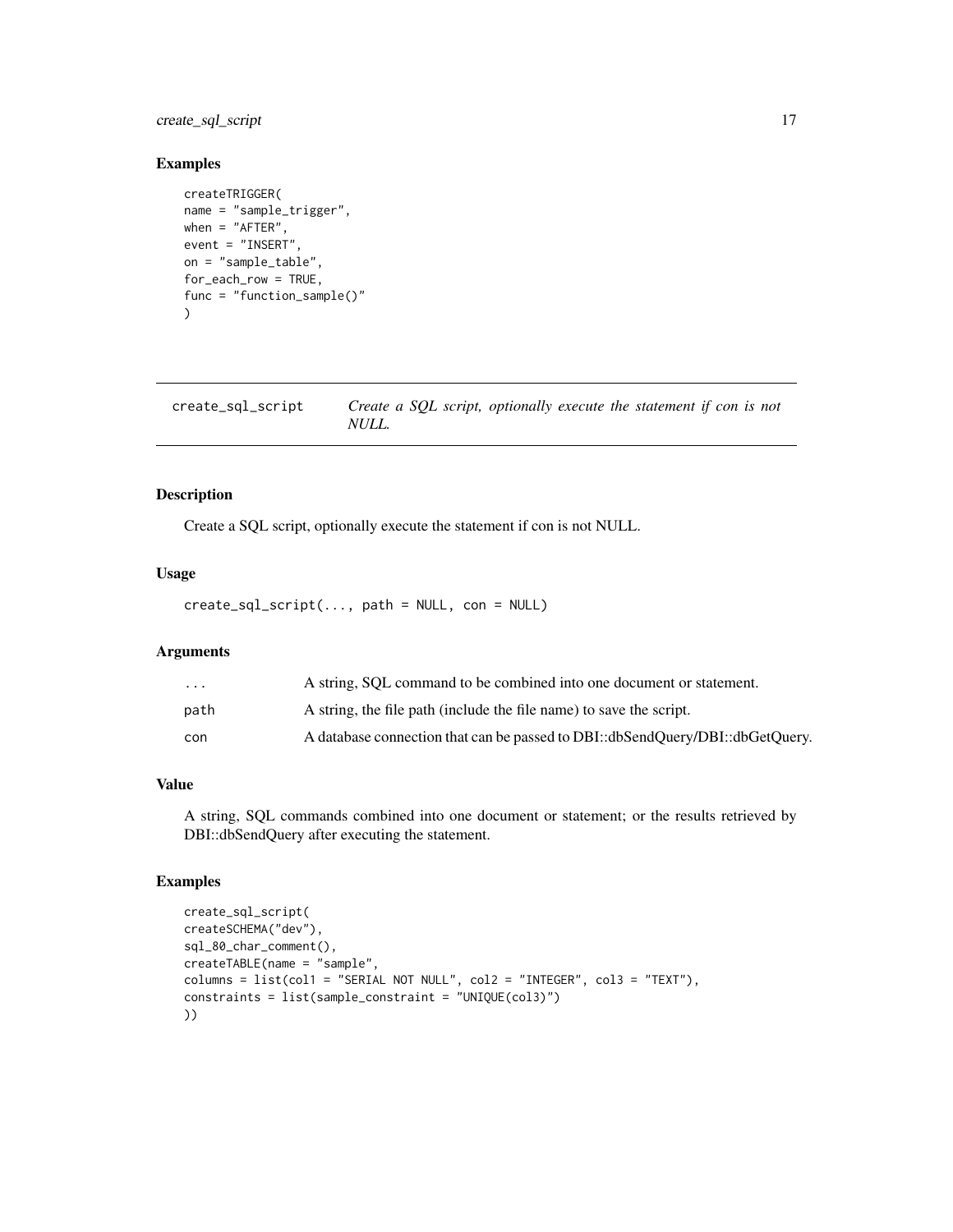## Examples

```
createTRIGGER(
name = "sample_trigger",
when = "AFTER",
event = "INSERT",
on = "sample_table",
for_each_row = TRUE,
func = "function_sample()"
)
```

---

create_sql_script *Create a SQL script, optionally execute the statement if con is not NULL.*

---

## Description

Create a SQL script, optionally execute the statement if con is not NULL.

## Usage

```
create_sql_script(..., path = NULL, con = NULL)
```

## Arguments

| | |
|---|---|
| ... | A string, SQL command to be combined into one document or statement. |
| path | A string, the file path (include the file name) to save the script. |
| con | A database connection that can be passed to DBI::dbSendQuery/DBI::dbGetQuery. |

## Value

A string, SQL commands combined into one document or statement; or the results retrieved by DBI::dbSendQuery after executing the statement.

## Examples

```
create_sql_script(
createSCHEMA("dev"),
sql_80_char_comment(),
createTABLE(name = "sample",
columns = list(col1 = "SERIAL NOT NULL", col2 = "INTEGER", col3 = "TEXT"),
constraints = list(sample_constraint = "UNIQUE(col3)")
))
```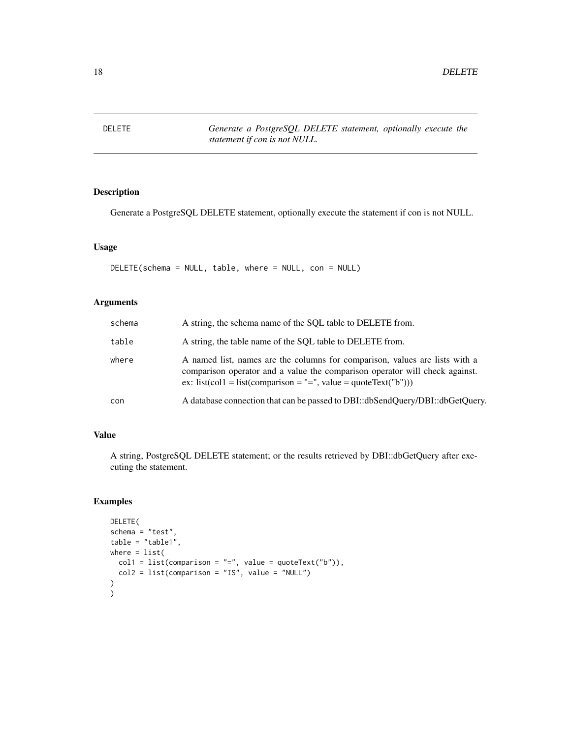# DELETE

*Generate a PostgreSQL DELETE statement, optionally execute the statement if con is not NULL.*

## Description

Generate a PostgreSQL DELETE statement, optionally execute the statement if con is not NULL.

## Usage

```
DELETE(schema = NULL, table, where = NULL, con = NULL)
```

## Arguments

| | |
|---|---|
| schema | A string, the schema name of the SQL table to DELETE from. |
| table | A string, the table name of the SQL table to DELETE from. |
| where | A named list, names are the columns for comparison, values are lists with a comparison operator and a value the comparison operator will check against. ex: list(col1 = list(comparison = "=", value = quoteText("b"))) |
| con | A database connection that can be passed to DBI::dbSendQuery/DBI::dbGetQuery. |

## Value

A string, PostgreSQL DELETE statement; or the results retrieved by DBI::dbGetQuery after executing the statement.

## Examples

```
DELETE(
schema = "test",
table = "table1",
where = list(
  col1 = list(comparison = "=", value = quoteText("b")),
  col2 = list(comparison = "IS", value = "NULL")
)
)
```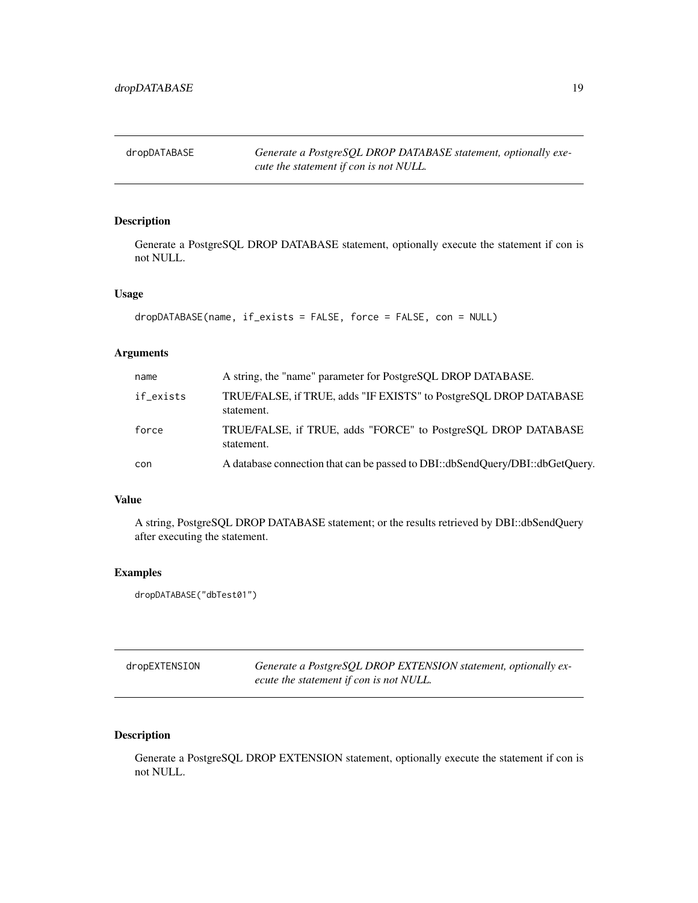## dropDATABASE

*Generate a PostgreSQL DROP DATABASE statement, optionally execute the statement if con is not NULL.*

### Description

Generate a PostgreSQL DROP DATABASE statement, optionally execute the statement if con is not NULL.

### Usage

```
dropDATABASE(name, if_exists = FALSE, force = FALSE, con = NULL)
```

### Arguments

| | |
|---|---|
| name | A string, the "name" parameter for PostgreSQL DROP DATABASE. |
| if_exists | TRUE/FALSE, if TRUE, adds "IF EXISTS" to PostgreSQL DROP DATABASE statement. |
| force | TRUE/FALSE, if TRUE, adds "FORCE" to PostgreSQL DROP DATABASE statement. |
| con | A database connection that can be passed to DBI::dbSendQuery/DBI::dbGetQuery. |

### Value

A string, PostgreSQL DROP DATABASE statement; or the results retrieved by DBI::dbSendQuery after executing the statement.

### Examples

```
dropDATABASE("dbTest01")
```

## dropEXTENSION

*Generate a PostgreSQL DROP EXTENSION statement, optionally execute the statement if con is not NULL.*

### Description

Generate a PostgreSQL DROP EXTENSION statement, optionally execute the statement if con is not NULL.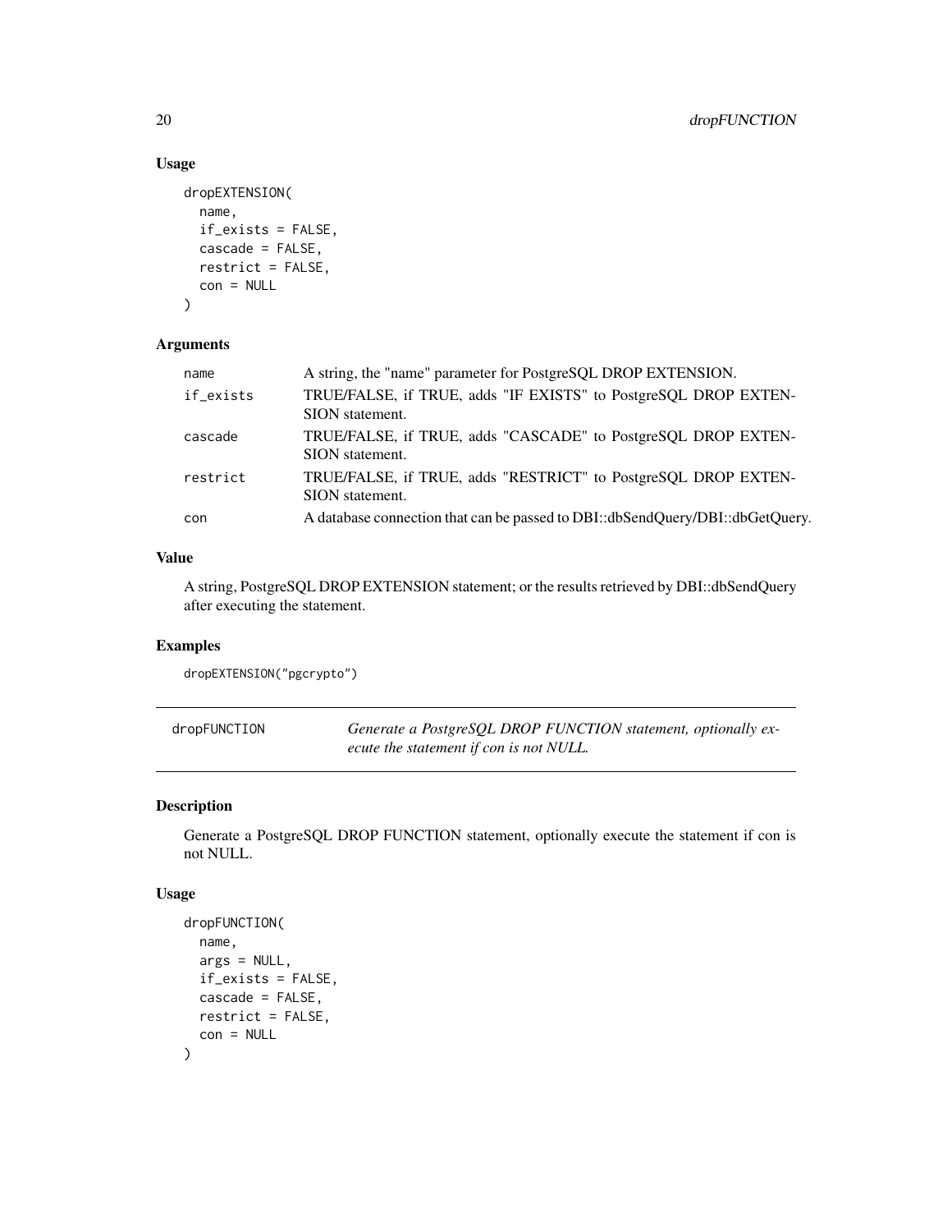### Usage

```
dropEXTENSION(
  name,
  if_exists = FALSE,
  cascade = FALSE,
  restrict = FALSE,
  con = NULL
)
```

### Arguments

| | |
|---|---|
| name | A string, the "name" parameter for PostgreSQL DROP EXTENSION. |
| if_exists | TRUE/FALSE, if TRUE, adds "IF EXISTS" to PostgreSQL DROP EXTENSION statement. |
| cascade | TRUE/FALSE, if TRUE, adds "CASCADE" to PostgreSQL DROP EXTENSION statement. |
| restrict | TRUE/FALSE, if TRUE, adds "RESTRICT" to PostgreSQL DROP EXTENSION statement. |
| con | A database connection that can be passed to DBI::dbSendQuery/DBI::dbGetQuery. |

### Value

A string, PostgreSQL DROP EXTENSION statement; or the results retrieved by DBI::dbSendQuery after executing the statement.

### Examples

```
dropEXTENSION("pgcrypto")
```

---

## dropFUNCTION

*Generate a PostgreSQL DROP FUNCTION statement, optionally execute the statement if con is not NULL.*

---

### Description

Generate a PostgreSQL DROP FUNCTION statement, optionally execute the statement if con is not NULL.

### Usage

```
dropFUNCTION(
  name,
  args = NULL,
  if_exists = FALSE,
  cascade = FALSE,
  restrict = FALSE,
  con = NULL
)
```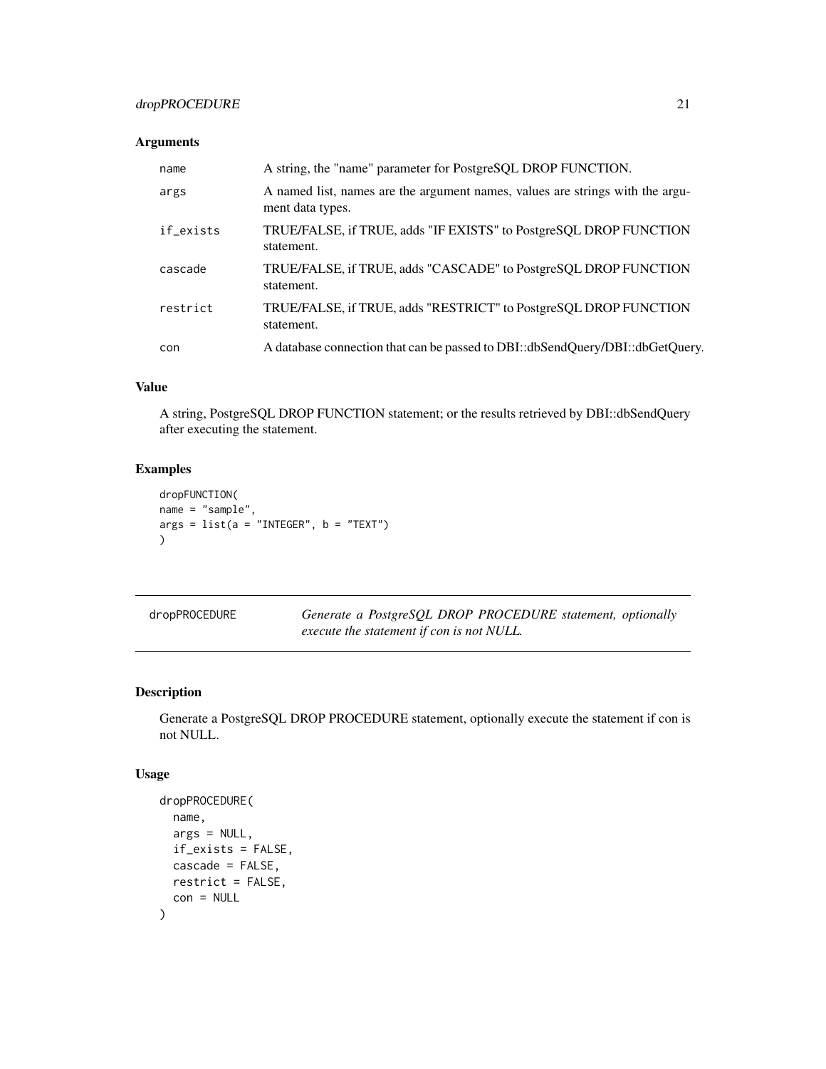### Arguments

| | |
|---|---|
| name | A string, the "name" parameter for PostgreSQL DROP FUNCTION. |
| args | A named list, names are the argument names, values are strings with the argument data types. |
| if_exists | TRUE/FALSE, if TRUE, adds "IF EXISTS" to PostgreSQL DROP FUNCTION statement. |
| cascade | TRUE/FALSE, if TRUE, adds "CASCADE" to PostgreSQL DROP FUNCTION statement. |
| restrict | TRUE/FALSE, if TRUE, adds "RESTRICT" to PostgreSQL DROP FUNCTION statement. |
| con | A database connection that can be passed to DBI::dbSendQuery/DBI::dbGetQuery. |

### Value

A string, PostgreSQL DROP FUNCTION statement; or the results retrieved by DBI::dbSendQuery after executing the statement.

### Examples

```
dropFUNCTION(
name = "sample",
args = list(a = "INTEGER", b = "TEXT")
)
```

---

## dropPROCEDURE

*Generate a PostgreSQL DROP PROCEDURE statement, optionally execute the statement if con is not NULL.*

---

### Description

Generate a PostgreSQL DROP PROCEDURE statement, optionally execute the statement if con is not NULL.

### Usage

```
dropPROCEDURE(
  name,
  args = NULL,
  if_exists = FALSE,
  cascade = FALSE,
  restrict = FALSE,
  con = NULL
)
```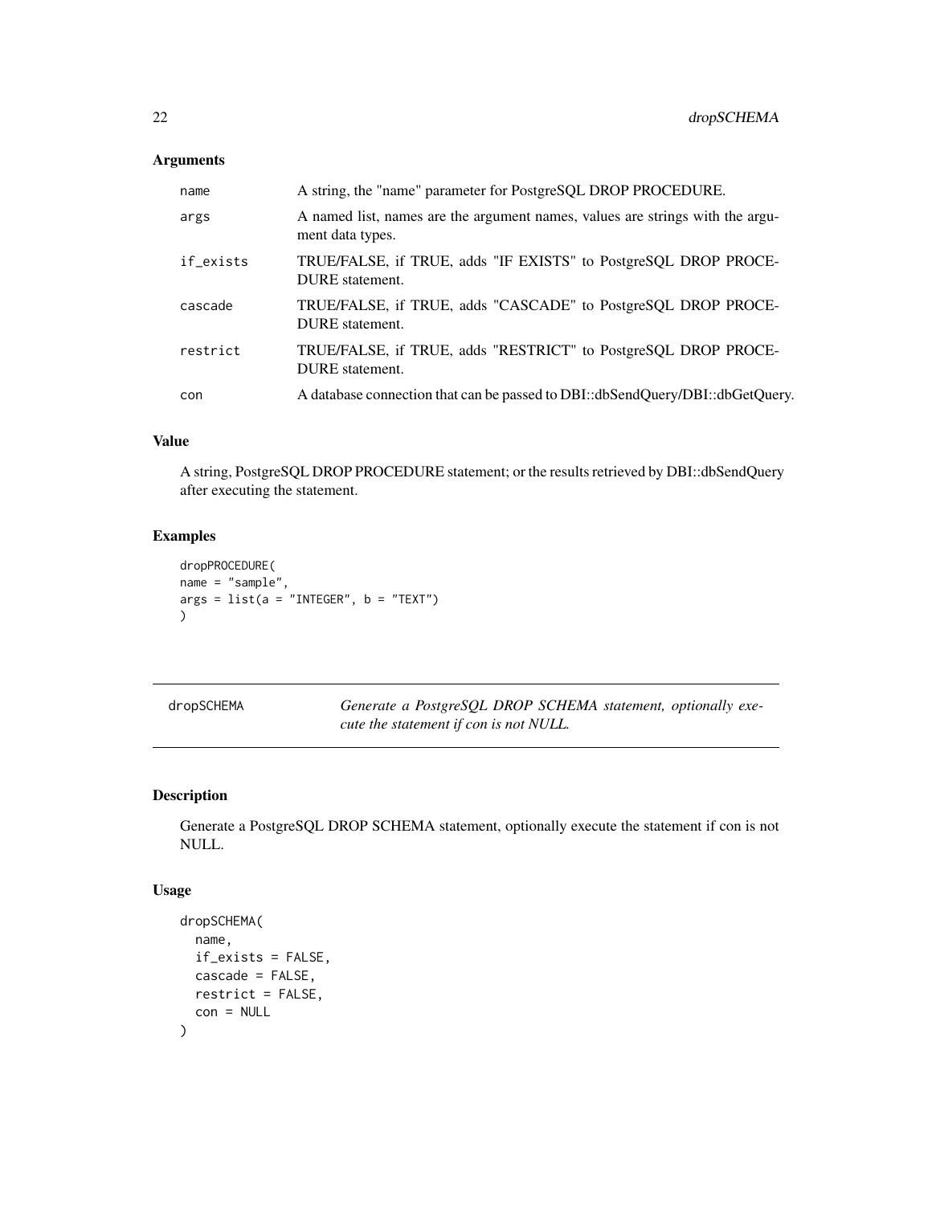### Arguments

| | |
|---|---|
| name | A string, the "name" parameter for PostgreSQL DROP PROCEDURE. |
| args | A named list, names are the argument names, values are strings with the argument data types. |
| if_exists | TRUE/FALSE, if TRUE, adds "IF EXISTS" to PostgreSQL DROP PROCEDURE statement. |
| cascade | TRUE/FALSE, if TRUE, adds "CASCADE" to PostgreSQL DROP PROCEDURE statement. |
| restrict | TRUE/FALSE, if TRUE, adds "RESTRICT" to PostgreSQL DROP PROCEDURE statement. |
| con | A database connection that can be passed to DBI::dbSendQuery/DBI::dbGetQuery. |

### Value

A string, PostgreSQL DROP PROCEDURE statement; or the results retrieved by DBI::dbSendQuery after executing the statement.

### Examples

```
dropPROCEDURE(
name = "sample",
args = list(a = "INTEGER", b = "TEXT")
)
```

## dropSCHEMA

*Generate a PostgreSQL DROP SCHEMA statement, optionally execute the statement if con is not NULL.*

### Description

Generate a PostgreSQL DROP SCHEMA statement, optionally execute the statement if con is not NULL.

### Usage

```
dropSCHEMA(
  name,
  if_exists = FALSE,
  cascade = FALSE,
  restrict = FALSE,
  con = NULL
)
```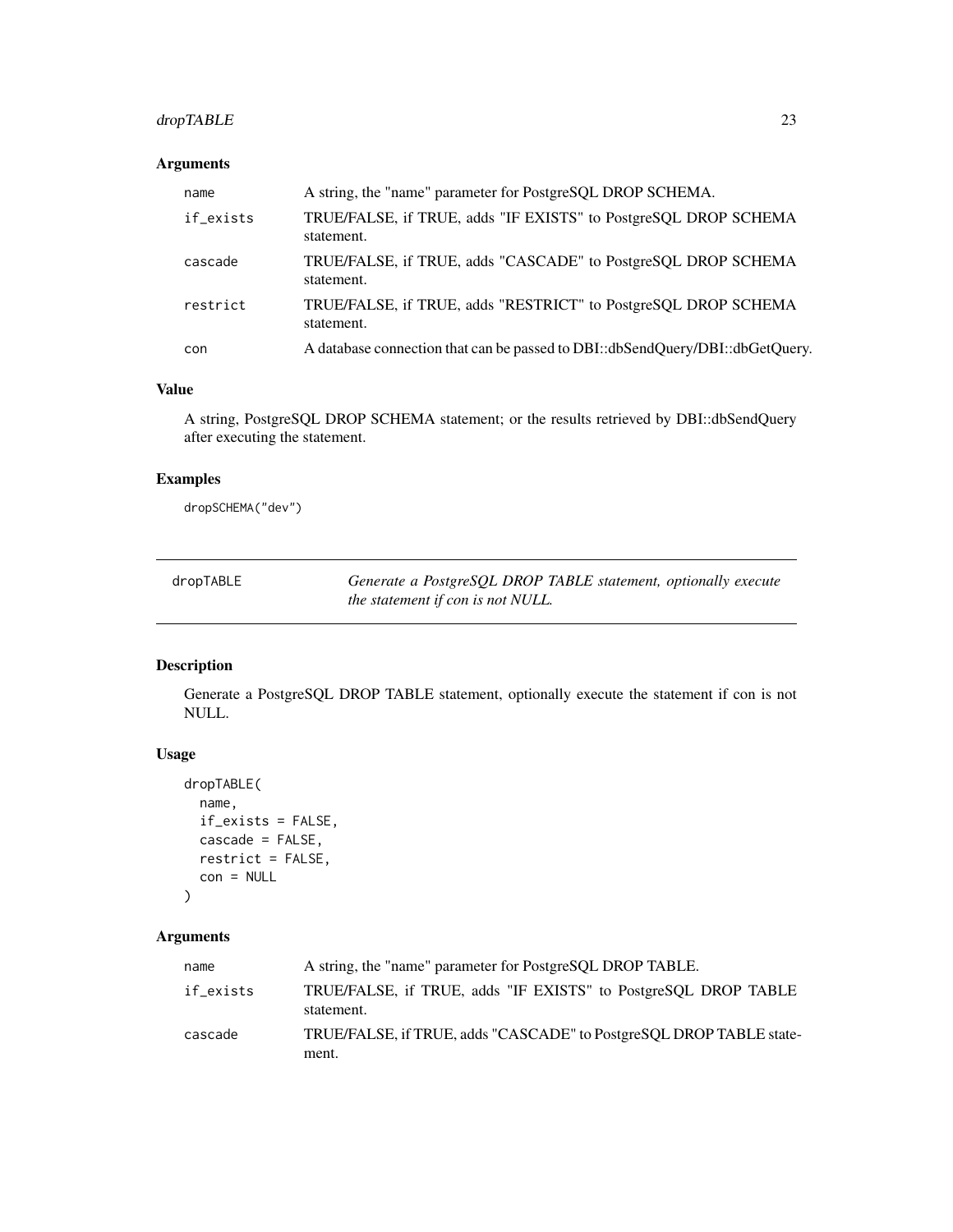### Arguments

| | |
|---|---|
| name | A string, the "name" parameter for PostgreSQL DROP SCHEMA. |
| if_exists | TRUE/FALSE, if TRUE, adds "IF EXISTS" to PostgreSQL DROP SCHEMA statement. |
| cascade | TRUE/FALSE, if TRUE, adds "CASCADE" to PostgreSQL DROP SCHEMA statement. |
| restrict | TRUE/FALSE, if TRUE, adds "RESTRICT" to PostgreSQL DROP SCHEMA statement. |
| con | A database connection that can be passed to DBI::dbSendQuery/DBI::dbGetQuery. |

### Value

A string, PostgreSQL DROP SCHEMA statement; or the results retrieved by DBI::dbSendQuery after executing the statement.

### Examples

```
dropSCHEMA("dev")
```

---

## dropTABLE — *Generate a PostgreSQL DROP TABLE statement, optionally execute the statement if con is not NULL.*

---

### Description

Generate a PostgreSQL DROP TABLE statement, optionally execute the statement if con is not NULL.

### Usage

```
dropTABLE(
  name,
  if_exists = FALSE,
  cascade = FALSE,
  restrict = FALSE,
  con = NULL
)
```

### Arguments

| | |
|---|---|
| name | A string, the "name" parameter for PostgreSQL DROP TABLE. |
| if_exists | TRUE/FALSE, if TRUE, adds "IF EXISTS" to PostgreSQL DROP TABLE statement. |
| cascade | TRUE/FALSE, if TRUE, adds "CASCADE" to PostgreSQL DROP TABLE statement. |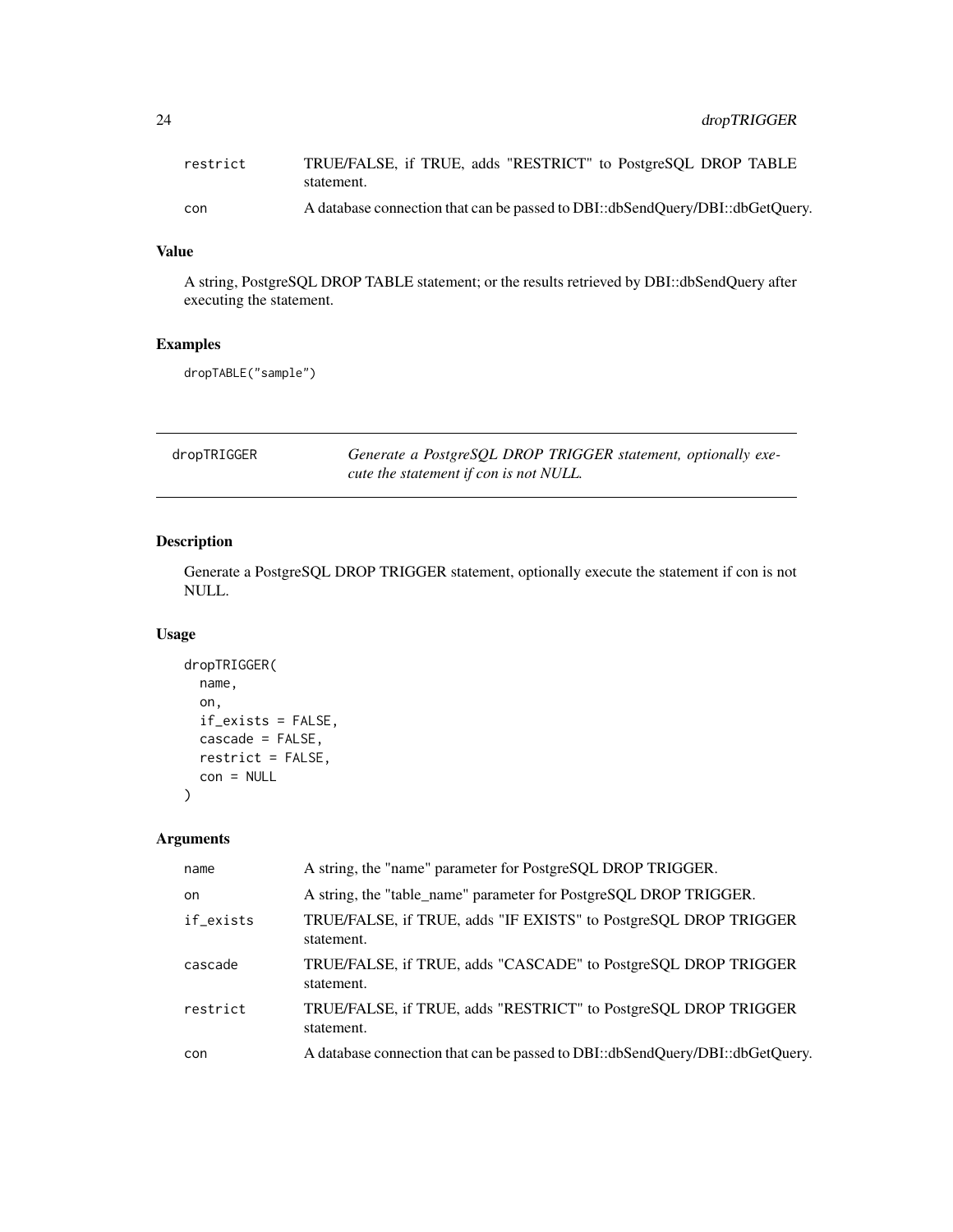| | |
|---|---|
| restrict | TRUE/FALSE, if TRUE, adds "RESTRICT" to PostgreSQL DROP TABLE statement. |
| con | A database connection that can be passed to DBI::dbSendQuery/DBI::dbGetQuery. |

### Value

A string, PostgreSQL DROP TABLE statement; or the results retrieved by DBI::dbSendQuery after executing the statement.

### Examples

```
dropTABLE("sample")
```

---

## dropTRIGGER

*Generate a PostgreSQL DROP TRIGGER statement, optionally execute the statement if con is not NULL.*

### Description

Generate a PostgreSQL DROP TRIGGER statement, optionally execute the statement if con is not NULL.

### Usage

```
dropTRIGGER(
  name,
  on,
  if_exists = FALSE,
  cascade = FALSE,
  restrict = FALSE,
  con = NULL
)
```

### Arguments

| | |
|---|---|
| name | A string, the "name" parameter for PostgreSQL DROP TRIGGER. |
| on | A string, the "table_name" parameter for PostgreSQL DROP TRIGGER. |
| if_exists | TRUE/FALSE, if TRUE, adds "IF EXISTS" to PostgreSQL DROP TRIGGER statement. |
| cascade | TRUE/FALSE, if TRUE, adds "CASCADE" to PostgreSQL DROP TRIGGER statement. |
| restrict | TRUE/FALSE, if TRUE, adds "RESTRICT" to PostgreSQL DROP TRIGGER statement. |
| con | A database connection that can be passed to DBI::dbSendQuery/DBI::dbGetQuery. |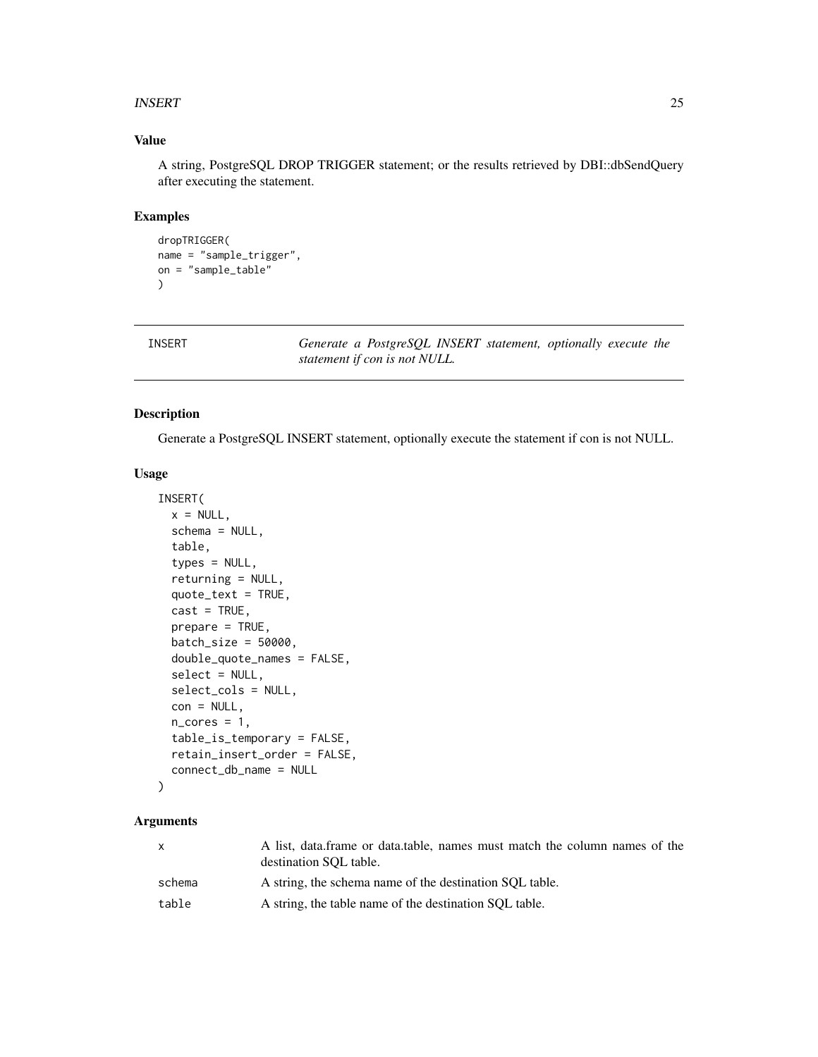## Value

A string, PostgreSQL DROP TRIGGER statement; or the results retrieved by DBI::dbSendQuery after executing the statement.

## Examples

```
dropTRIGGER(
name = "sample_trigger",
on = "sample_table"
)
```

---

# INSERT — *Generate a PostgreSQL INSERT statement, optionally execute the statement if con is not NULL.*

---

## Description

Generate a PostgreSQL INSERT statement, optionally execute the statement if con is not NULL.

## Usage

```
INSERT(
  x = NULL,
  schema = NULL,
  table,
  types = NULL,
  returning = NULL,
  quote_text = TRUE,
  cast = TRUE,
  prepare = TRUE,
  batch_size = 50000,
  double_quote_names = FALSE,
  select = NULL,
  select_cols = NULL,
  con = NULL,
  n_cores = 1,
  table_is_temporary = FALSE,
  retain_insert_order = FALSE,
  connect_db_name = NULL
)
```

## Arguments

| | |
|---|---|
| x | A list, data.frame or data.table, names must match the column names of the destination SQL table. |
| schema | A string, the schema name of the destination SQL table. |
| table | A string, the table name of the destination SQL table. |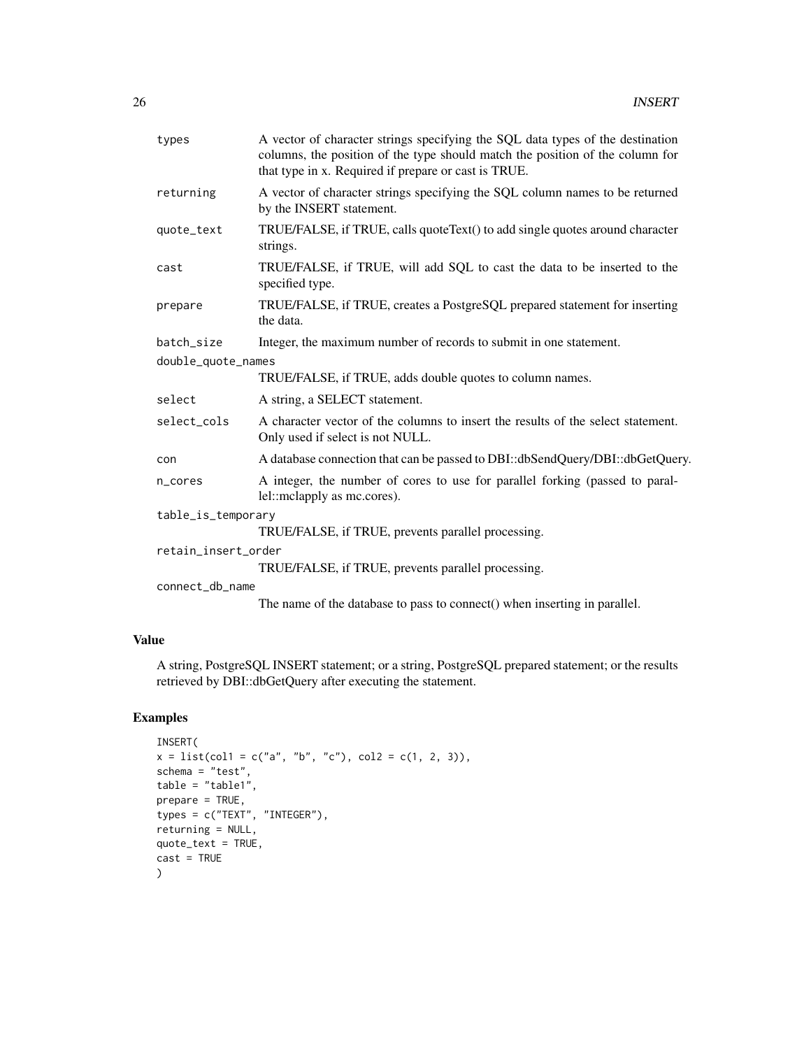| | |
|---|---|
| types | A vector of character strings specifying the SQL data types of the destination columns, the position of the type should match the position of the column for that type in x. Required if prepare or cast is TRUE. |
| returning | A vector of character strings specifying the SQL column names to be returned by the INSERT statement. |
| quote_text | TRUE/FALSE, if TRUE, calls quoteText() to add single quotes around character strings. |
| cast | TRUE/FALSE, if TRUE, will add SQL to cast the data to be inserted to the specified type. |
| prepare | TRUE/FALSE, if TRUE, creates a PostgreSQL prepared statement for inserting the data. |
| batch_size | Integer, the maximum number of records to submit in one statement. |
| double_quote_names | TRUE/FALSE, if TRUE, adds double quotes to column names. |
| select | A string, a SELECT statement. |
| select_cols | A character vector of the columns to insert the results of the select statement. Only used if select is not NULL. |
| con | A database connection that can be passed to DBI::dbSendQuery/DBI::dbGetQuery. |
| n_cores | A integer, the number of cores to use for parallel forking (passed to parallel::mclapply as mc.cores). |
| table_is_temporary | TRUE/FALSE, if TRUE, prevents parallel processing. |
| retain_insert_order | TRUE/FALSE, if TRUE, prevents parallel processing. |
| connect_db_name | The name of the database to pass to connect() when inserting in parallel. |

## Value

A string, PostgreSQL INSERT statement; or a string, PostgreSQL prepared statement; or the results retrieved by DBI::dbGetQuery after executing the statement.

## Examples

```
INSERT(
x = list(col1 = c("a", "b", "c"), col2 = c(1, 2, 3)),
schema = "test",
table = "table1",
prepare = TRUE,
types = c("TEXT", "INTEGER"),
returning = NULL,
quote_text = TRUE,
cast = TRUE
)
```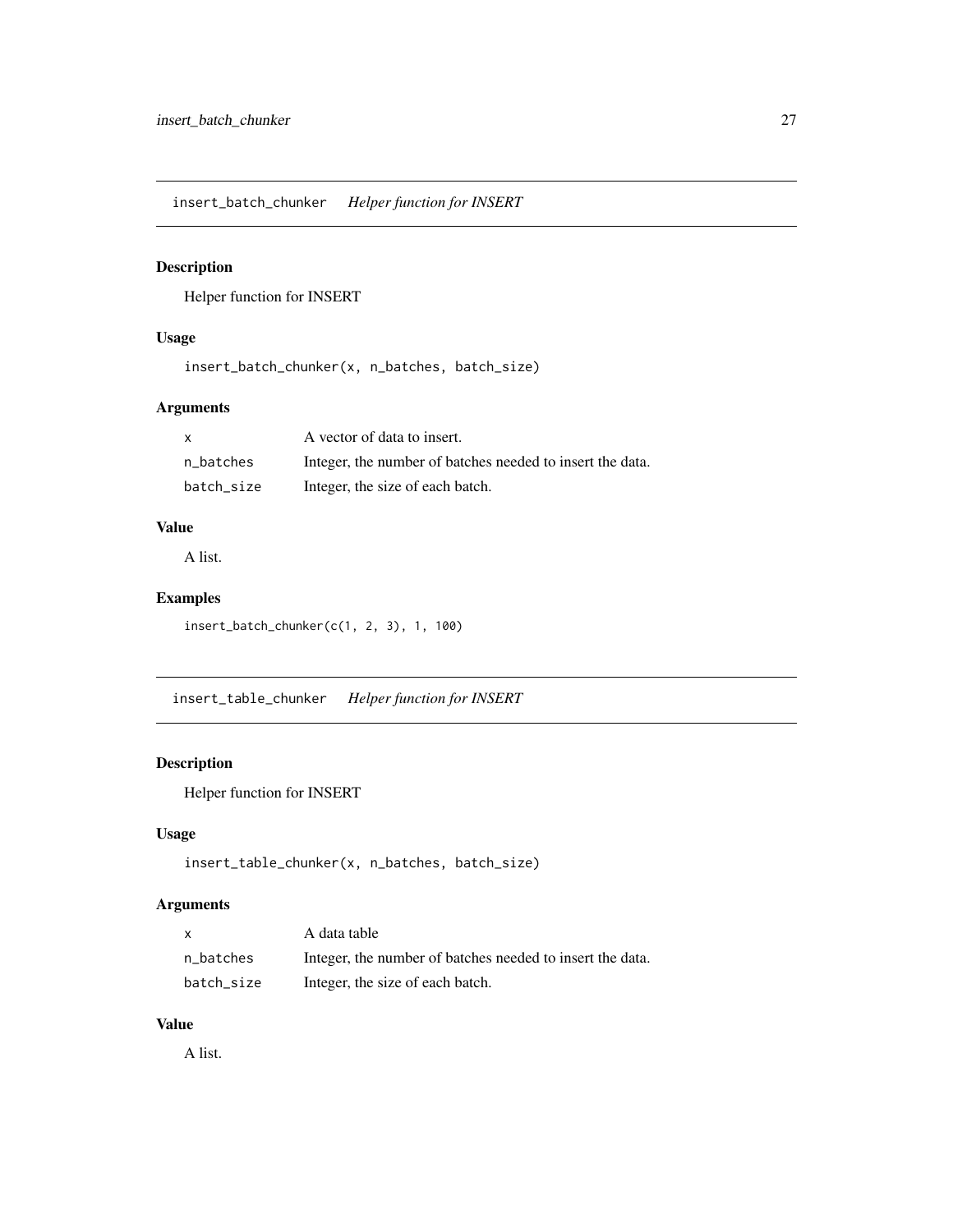## insert_batch_chunker *Helper function for INSERT*

### Description

Helper function for INSERT

### Usage

```
insert_batch_chunker(x, n_batches, batch_size)
```

### Arguments

| | |
|---|---|
| x | A vector of data to insert. |
| n_batches | Integer, the number of batches needed to insert the data. |
| batch_size | Integer, the size of each batch. |

### Value

A list.

### Examples

```
insert_batch_chunker(c(1, 2, 3), 1, 100)
```

## insert_table_chunker *Helper function for INSERT*

### Description

Helper function for INSERT

### Usage

```
insert_table_chunker(x, n_batches, batch_size)
```

### Arguments

| | |
|---|---|
| x | A data table |
| n_batches | Integer, the number of batches needed to insert the data. |
| batch_size | Integer, the size of each batch. |

### Value

A list.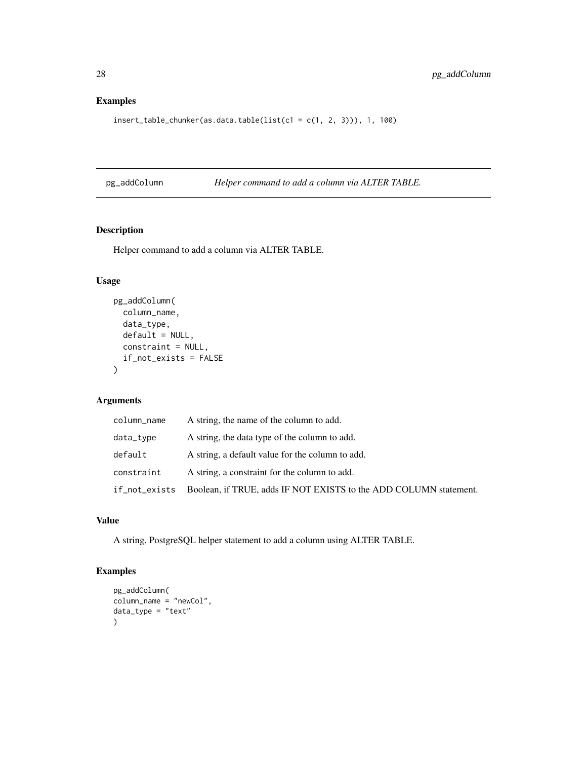## Examples

```
insert_table_chunker(as.data.table(list(c1 = c(1, 2, 3))), 1, 100)
```

---

## pg_addColumn *Helper command to add a column via ALTER TABLE.*

---

### Description

Helper command to add a column via ALTER TABLE.

### Usage

```
pg_addColumn(
  column_name,
  data_type,
  default = NULL,
  constraint = NULL,
  if_not_exists = FALSE
)
```

### Arguments

| | |
|---|---|
| column_name | A string, the name of the column to add. |
| data_type | A string, the data type of the column to add. |
| default | A string, a default value for the column to add. |
| constraint | A string, a constraint for the column to add. |
| if_not_exists | Boolean, if TRUE, adds IF NOT EXISTS to the ADD COLUMN statement. |

### Value

A string, PostgreSQL helper statement to add a column using ALTER TABLE.

### Examples

```
pg_addColumn(
column_name = "newCol",
data_type = "text"
)
```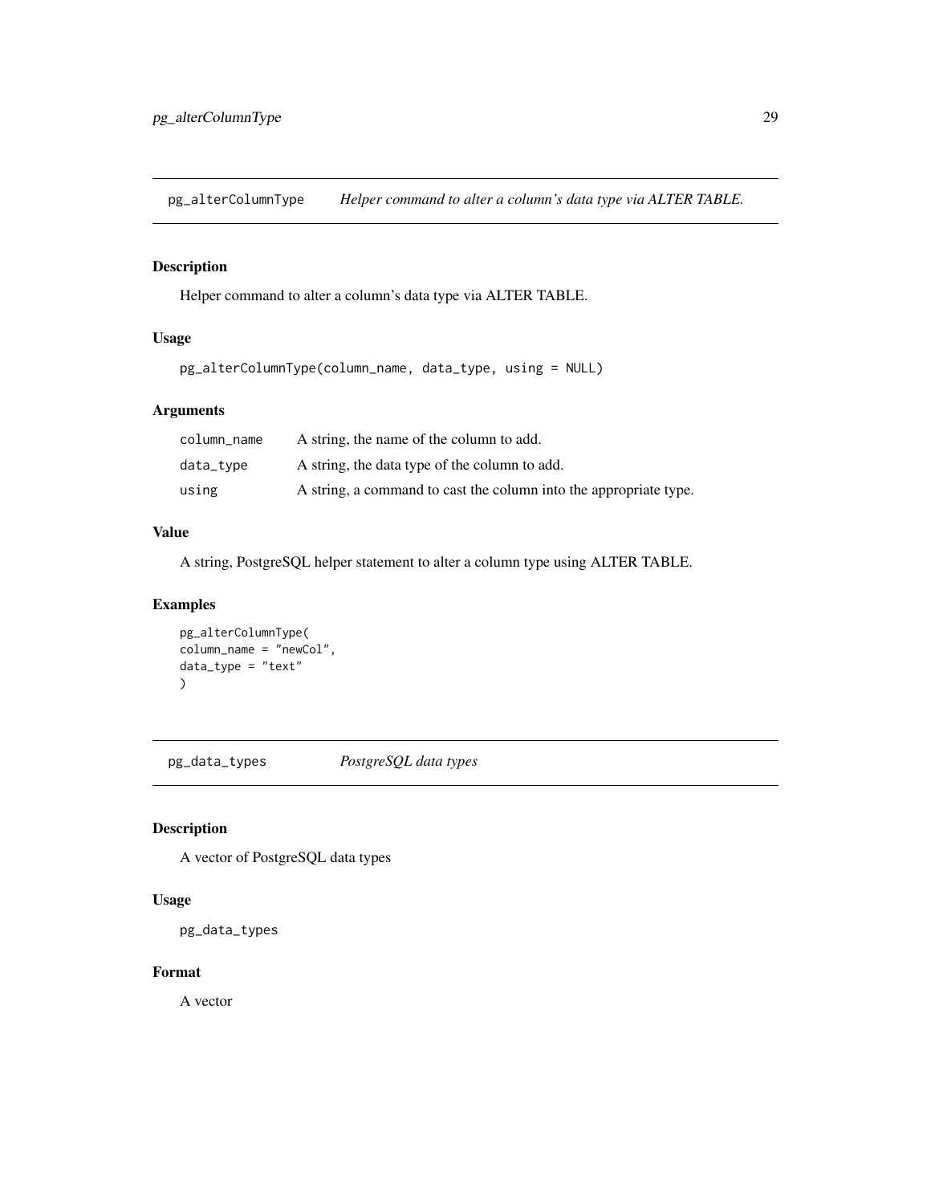## pg_alterColumnType *Helper command to alter a column's data type via ALTER TABLE.*

### Description

Helper command to alter a column's data type via ALTER TABLE.

### Usage

```
pg_alterColumnType(column_name, data_type, using = NULL)
```

### Arguments

| | |
|---|---|
| column_name | A string, the name of the column to add. |
| data_type | A string, the data type of the column to add. |
| using | A string, a command to cast the column into the appropriate type. |

### Value

A string, PostgreSQL helper statement to alter a column type using ALTER TABLE.

### Examples

```
pg_alterColumnType(
column_name = "newCol",
data_type = "text"
)
```

## pg_data_types *PostgreSQL data types*

### Description

A vector of PostgreSQL data types

### Usage

```
pg_data_types
```

### Format

A vector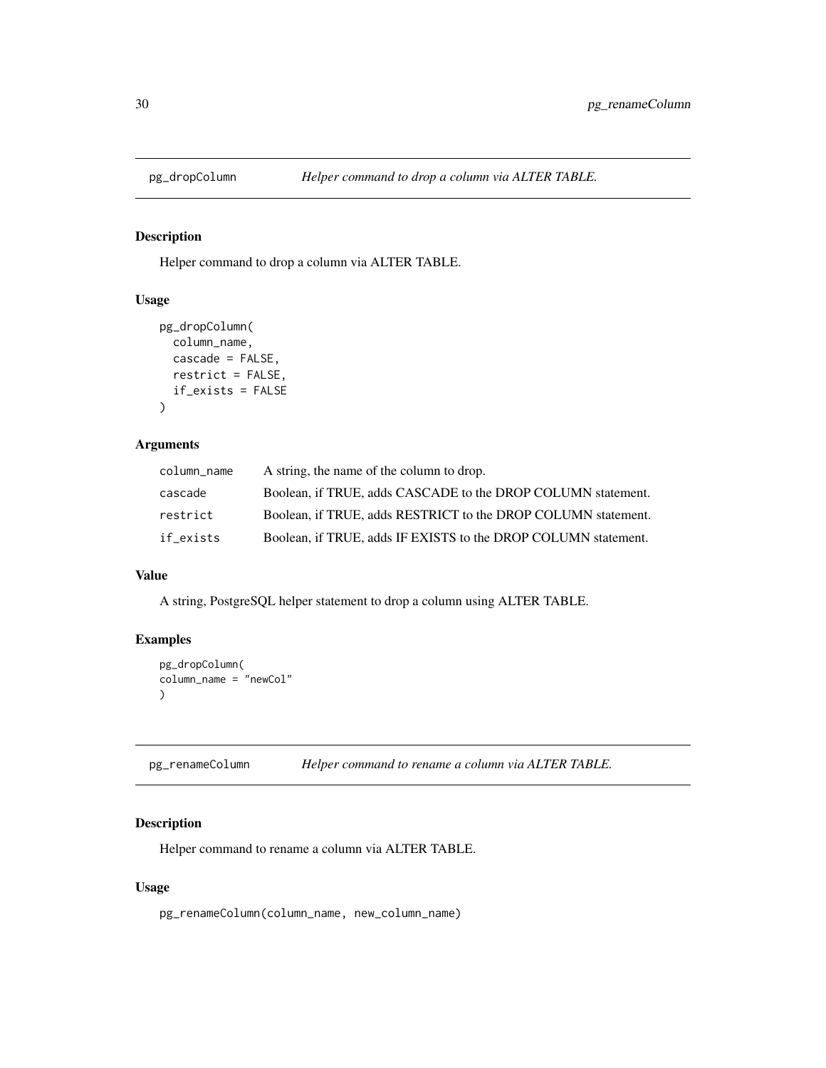## pg_dropColumn *Helper command to drop a column via ALTER TABLE.*

### Description

Helper command to drop a column via ALTER TABLE.

### Usage

```
pg_dropColumn(
  column_name,
  cascade = FALSE,
  restrict = FALSE,
  if_exists = FALSE
)
```

### Arguments

| | |
|---|---|
| `column_name` | A string, the name of the column to drop. |
| `cascade` | Boolean, if TRUE, adds CASCADE to the DROP COLUMN statement. |
| `restrict` | Boolean, if TRUE, adds RESTRICT to the DROP COLUMN statement. |
| `if_exists` | Boolean, if TRUE, adds IF EXISTS to the DROP COLUMN statement. |

### Value

A string, PostgreSQL helper statement to drop a column using ALTER TABLE.

### Examples

```
pg_dropColumn(
column_name = "newCol"
)
```

## pg_renameColumn *Helper command to rename a column via ALTER TABLE.*

### Description

Helper command to rename a column via ALTER TABLE.

### Usage

```
pg_renameColumn(column_name, new_column_name)
```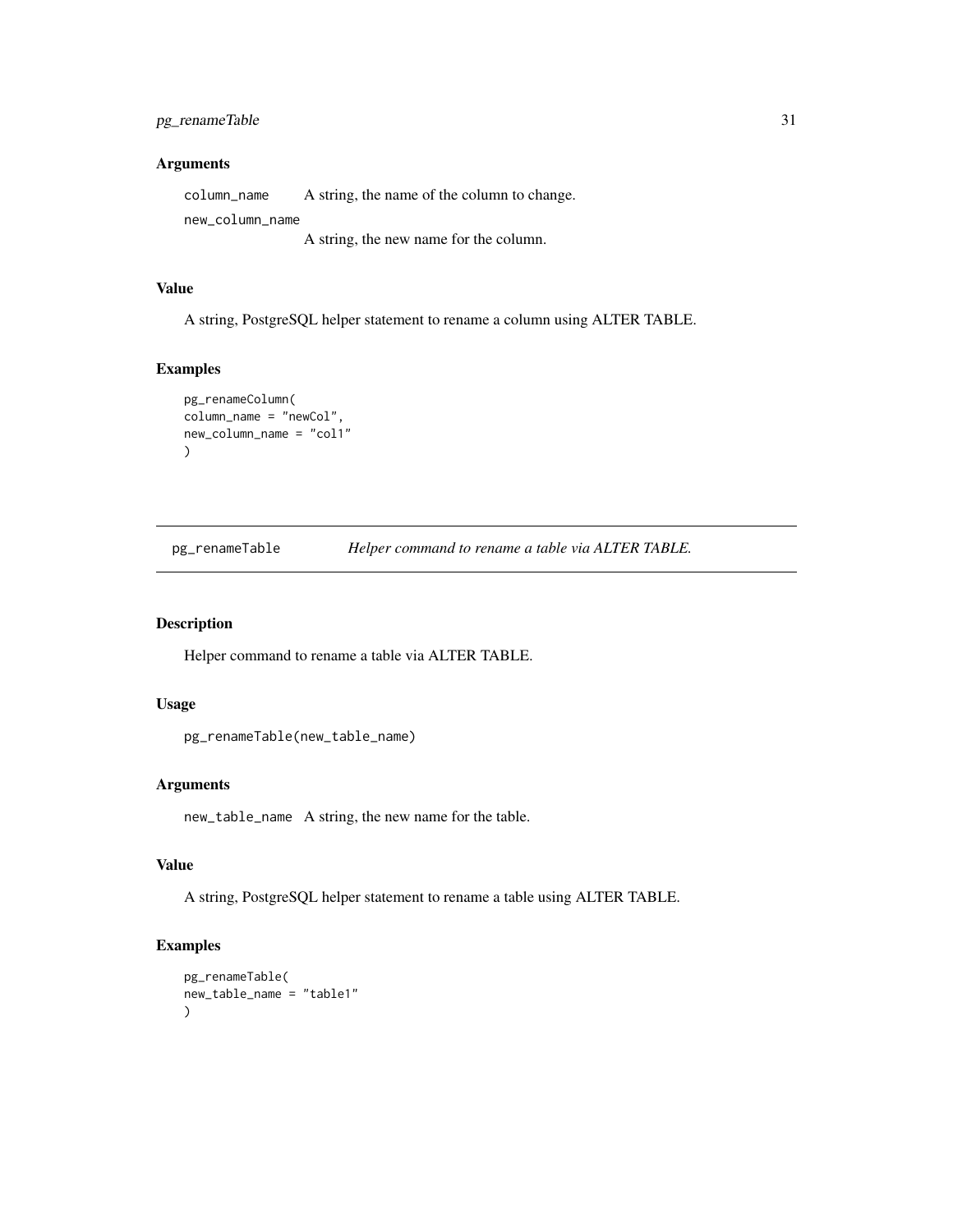### Arguments

`column_name` A string, the name of the column to change.

`new_column_name` A string, the new name for the column.

### Value

A string, PostgreSQL helper statement to rename a column using ALTER TABLE.

### Examples

```
pg_renameColumn(
column_name = "newCol",
new_column_name = "col1"
)
```

---

## pg_renameTable *Helper command to rename a table via ALTER TABLE.*

---

### Description

Helper command to rename a table via ALTER TABLE.

### Usage

```
pg_renameTable(new_table_name)
```

### Arguments

`new_table_name` A string, the new name for the table.

### Value

A string, PostgreSQL helper statement to rename a table using ALTER TABLE.

### Examples

```
pg_renameTable(
new_table_name = "table1"
)
```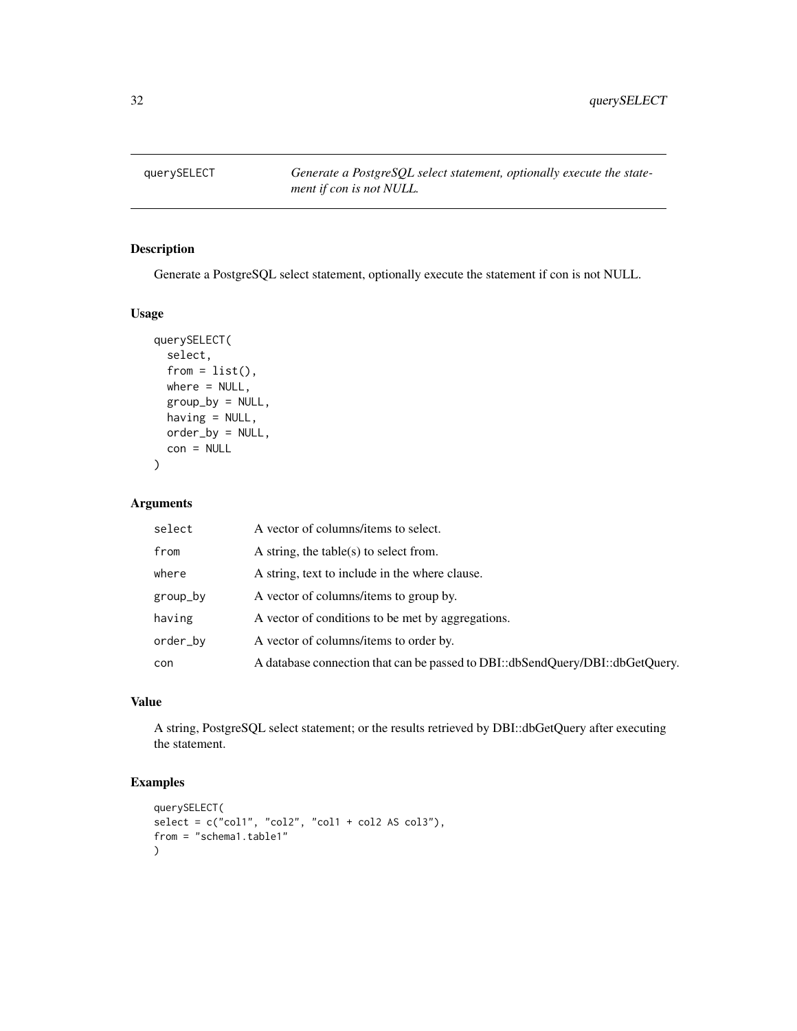querySELECT — *Generate a PostgreSQL select statement, optionally execute the statement if con is not NULL.*

## Description

Generate a PostgreSQL select statement, optionally execute the statement if con is not NULL.

## Usage

```
querySELECT(
  select,
  from = list(),
  where = NULL,
  group_by = NULL,
  having = NULL,
  order_by = NULL,
  con = NULL
)
```

## Arguments

| | |
|---|---|
| select | A vector of columns/items to select. |
| from | A string, the table(s) to select from. |
| where | A string, text to include in the where clause. |
| group_by | A vector of columns/items to group by. |
| having | A vector of conditions to be met by aggregations. |
| order_by | A vector of columns/items to order by. |
| con | A database connection that can be passed to DBI::dbSendQuery/DBI::dbGetQuery. |

## Value

A string, PostgreSQL select statement; or the results retrieved by DBI::dbGetQuery after executing the statement.

## Examples

```
querySELECT(
select = c("col1", "col2", "col1 + col2 AS col3"),
from = "schema1.table1"
)
```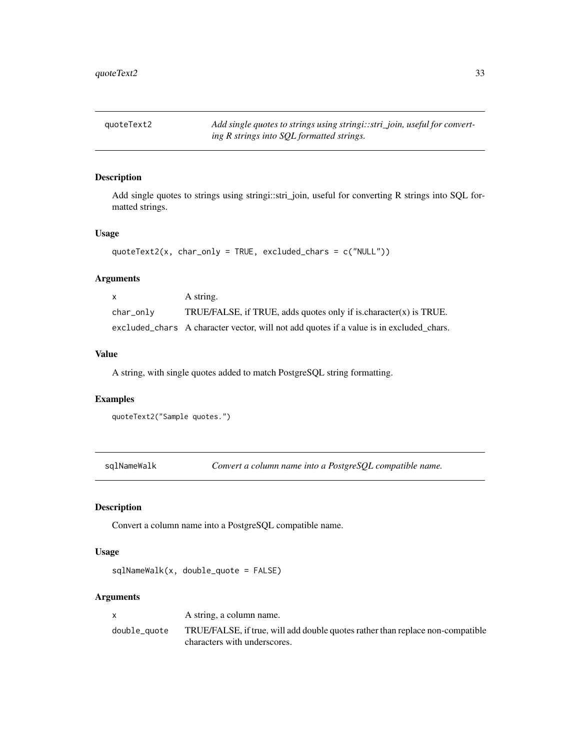## quoteText2 — *Add single quotes to strings using stringi::stri_join, useful for converting R strings into SQL formatted strings.*

### Description

Add single quotes to strings using stringi::stri_join, useful for converting R strings into SQL formatted strings.

### Usage

```
quoteText2(x, char_only = TRUE, excluded_chars = c("NULL"))
```

### Arguments

| | |
|---|---|
| `x` | A string. |
| `char_only` | TRUE/FALSE, if TRUE, adds quotes only if is.character(x) is TRUE. |
| `excluded_chars` | A character vector, will not add quotes if a value is in excluded_chars. |

### Value

A string, with single quotes added to match PostgreSQL string formatting.

### Examples

```
quoteText2("Sample quotes.")
```

## sqlNameWalk — *Convert a column name into a PostgreSQL compatible name.*

### Description

Convert a column name into a PostgreSQL compatible name.

### Usage

```
sqlNameWalk(x, double_quote = FALSE)
```

### Arguments

| | |
|---|---|
| `x` | A string, a column name. |
| `double_quote` | TRUE/FALSE, if true, will add double quotes rather than replace non-compatible characters with underscores. |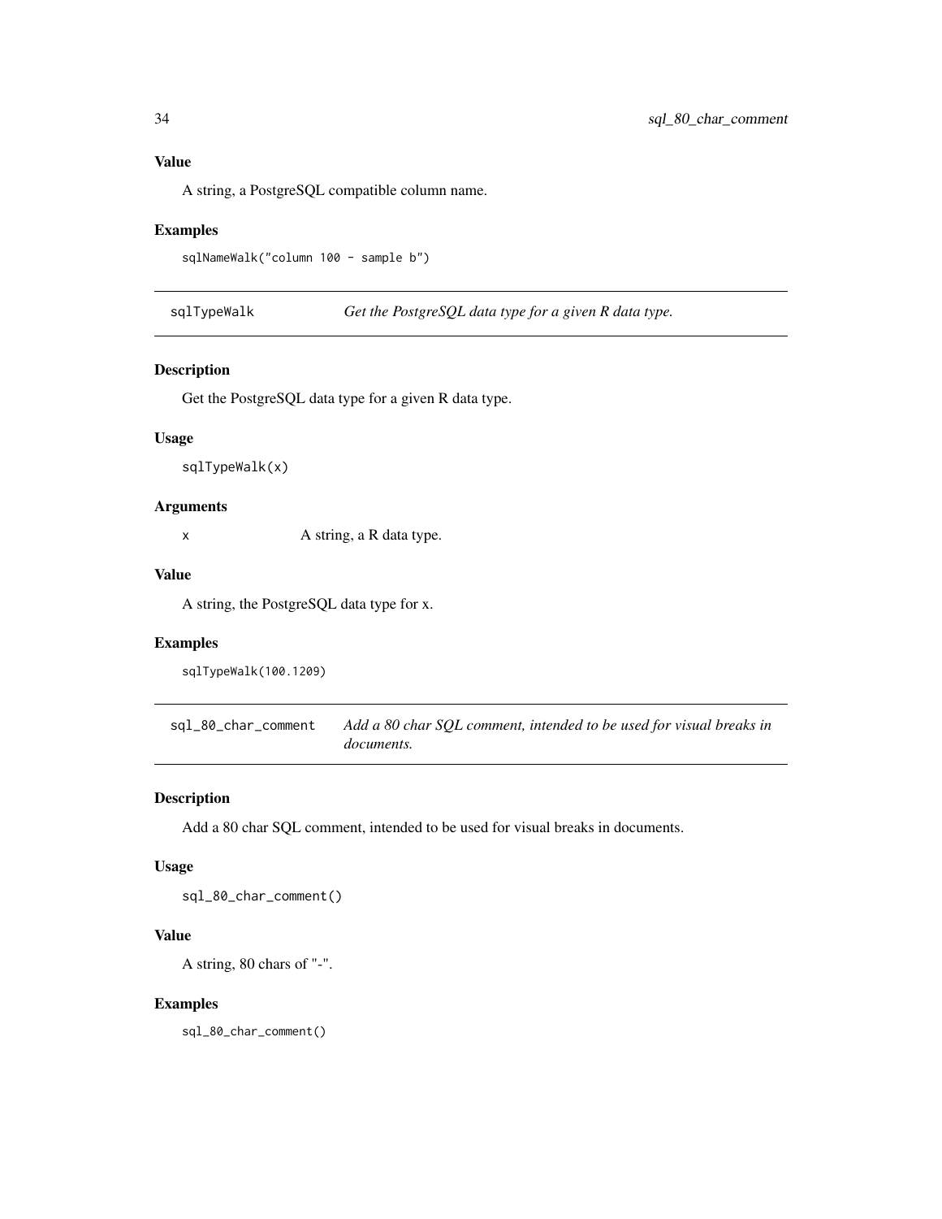### Value

A string, a PostgreSQL compatible column name.

### Examples

```
sqlNameWalk("column 100 - sample b")
```

---

## sqlTypeWalk — *Get the PostgreSQL data type for a given R data type.*

### Description

Get the PostgreSQL data type for a given R data type.

### Usage

```
sqlTypeWalk(x)
```

### Arguments

| | |
|---|---|
| x | A string, a R data type. |

### Value

A string, the PostgreSQL data type for x.

### Examples

```
sqlTypeWalk(100.1209)
```

---

## sql_80_char_comment — *Add a 80 char SQL comment, intended to be used for visual breaks in documents.*

### Description

Add a 80 char SQL comment, intended to be used for visual breaks in documents.

### Usage

```
sql_80_char_comment()
```

### Value

A string, 80 chars of "-".

### Examples

```
sql_80_char_comment()
```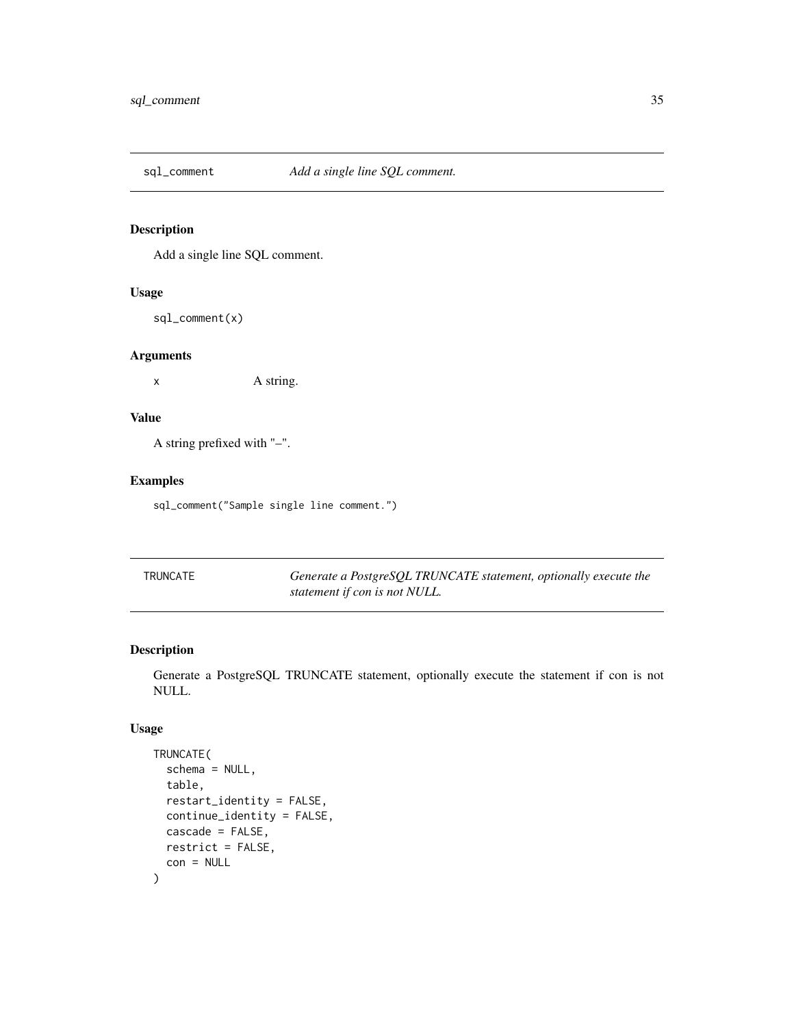## sql_comment — *Add a single line SQL comment.*

### Description

Add a single line SQL comment.

### Usage

```
sql_comment(x)
```

### Arguments

| | |
|---|---|
| x | A string. |

### Value

A string prefixed with "–".

### Examples

```
sql_comment("Sample single line comment.")
```

## TRUNCATE — *Generate a PostgreSQL TRUNCATE statement, optionally execute the statement if con is not NULL.*

### Description

Generate a PostgreSQL TRUNCATE statement, optionally execute the statement if con is not NULL.

### Usage

```
TRUNCATE(
  schema = NULL,
  table,
  restart_identity = FALSE,
  continue_identity = FALSE,
  cascade = FALSE,
  restrict = FALSE,
  con = NULL
)
```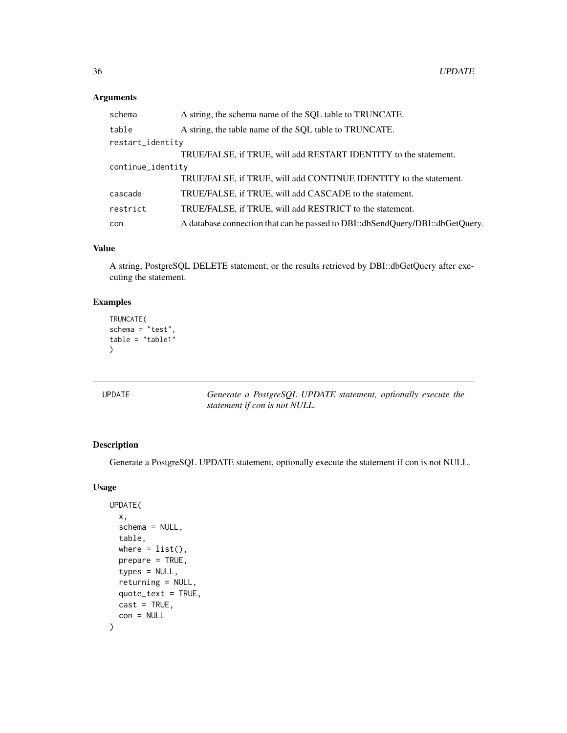## Arguments

| | |
|---|---|
| schema | A string, the schema name of the SQL table to TRUNCATE. |
| table | A string, the table name of the SQL table to TRUNCATE. |
| restart_identity | TRUE/FALSE, if TRUE, will add RESTART IDENTITY to the statement. |
| continue_identity | TRUE/FALSE, if TRUE, will add CONTINUE IDENTITY to the statement. |
| cascade | TRUE/FALSE, if TRUE, will add CASCADE to the statement. |
| restrict | TRUE/FALSE, if TRUE, will add RESTRICT to the statement. |
| con | A database connection that can be passed to DBI::dbSendQuery/DBI::dbGetQuery. |

## Value

A string, PostgreSQL DELETE statement; or the results retrieved by DBI::dbGetQuery after executing the statement.

## Examples

```
TRUNCATE(
schema = "test",
table = "table1"
)
```

---

# UPDATE

*Generate a PostgreSQL UPDATE statement, optionally execute the statement if con is not NULL.*

---

## Description

Generate a PostgreSQL UPDATE statement, optionally execute the statement if con is not NULL.

## Usage

```
UPDATE(
  x,
  schema = NULL,
  table,
  where = list(),
  prepare = TRUE,
  types = NULL,
  returning = NULL,
  quote_text = TRUE,
  cast = TRUE,
  con = NULL
)
```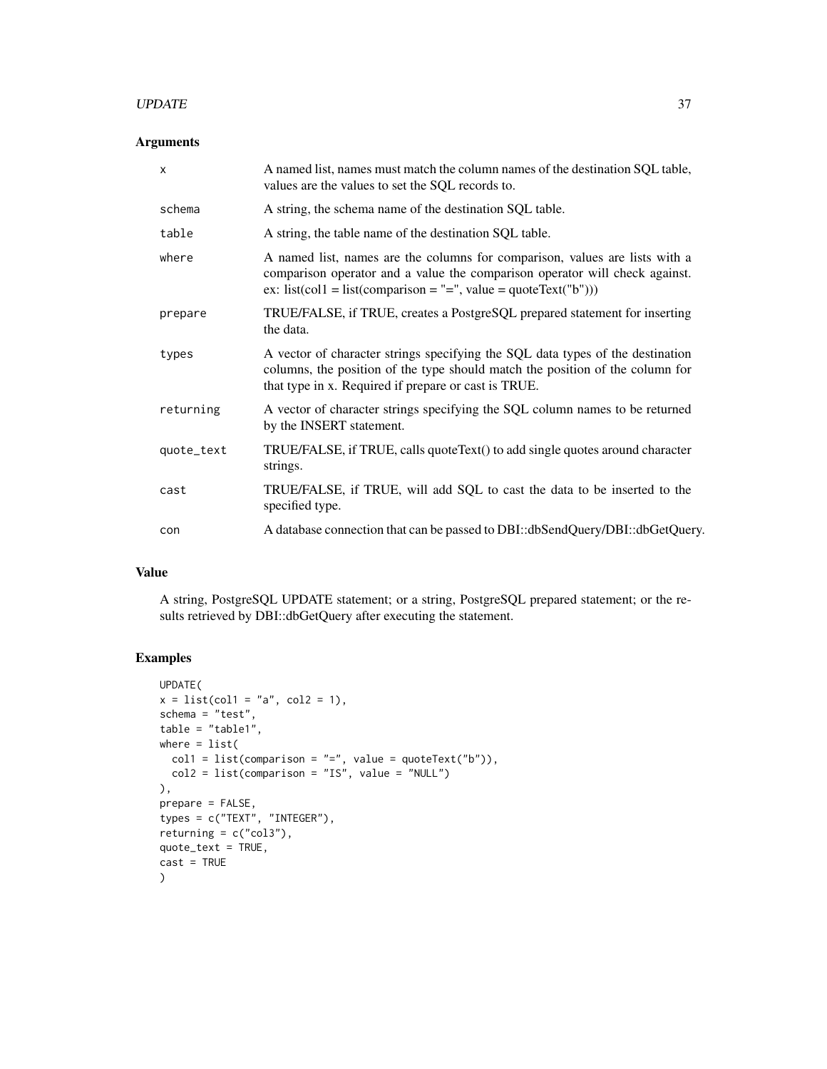## Arguments

| | |
|---|---|
| x | A named list, names must match the column names of the destination SQL table, values are the values to set the SQL records to. |
| schema | A string, the schema name of the destination SQL table. |
| table | A string, the table name of the destination SQL table. |
| where | A named list, names are the columns for comparison, values are lists with a comparison operator and a value the comparison operator will check against. ex: list(col1 = list(comparison = "=", value = quoteText("b"))) |
| prepare | TRUE/FALSE, if TRUE, creates a PostgreSQL prepared statement for inserting the data. |
| types | A vector of character strings specifying the SQL data types of the destination columns, the position of the type should match the position of the column for that type in x. Required if prepare or cast is TRUE. |
| returning | A vector of character strings specifying the SQL column names to be returned by the INSERT statement. |
| quote_text | TRUE/FALSE, if TRUE, calls quoteText() to add single quotes around character strings. |
| cast | TRUE/FALSE, if TRUE, will add SQL to cast the data to be inserted to the specified type. |
| con | A database connection that can be passed to DBI::dbSendQuery/DBI::dbGetQuery. |

## Value

A string, PostgreSQL UPDATE statement; or a string, PostgreSQL prepared statement; or the results retrieved by DBI::dbGetQuery after executing the statement.

## Examples

```
UPDATE(
x = list(col1 = "a", col2 = 1),
schema = "test",
table = "table1",
where = list(
  col1 = list(comparison = "=", value = quoteText("b")),
  col2 = list(comparison = "IS", value = "NULL")
),
prepare = FALSE,
types = c("TEXT", "INTEGER"),
returning = c("col3"),
quote_text = TRUE,
cast = TRUE
)
```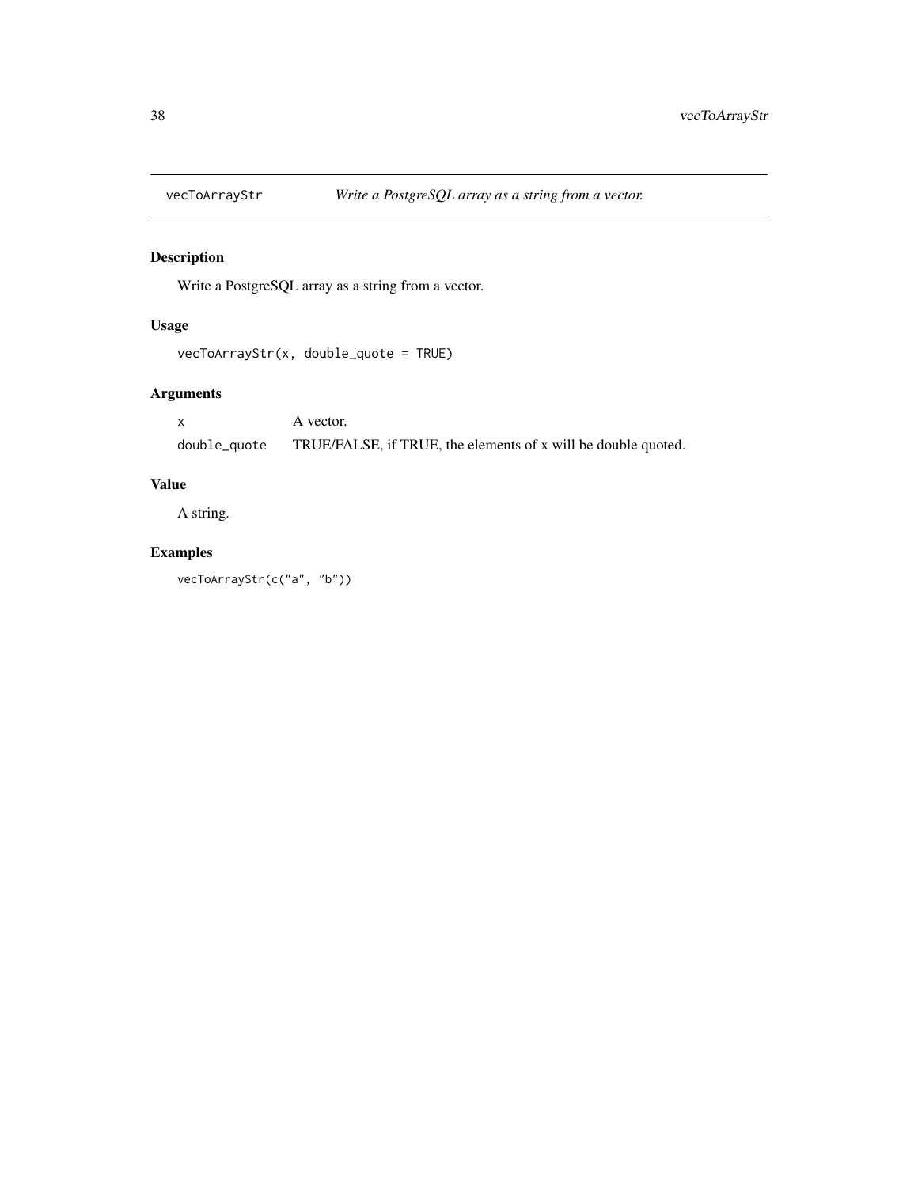`vecToArrayStr` *Write a PostgreSQL array as a string from a vector.*

## Description

Write a PostgreSQL array as a string from a vector.

## Usage

```
vecToArrayStr(x, double_quote = TRUE)
```

## Arguments

| | |
|---|---|
| `x` | A vector. |
| `double_quote` | TRUE/FALSE, if TRUE, the elements of x will be double quoted. |

## Value

A string.

## Examples

```
vecToArrayStr(c("a", "b"))
```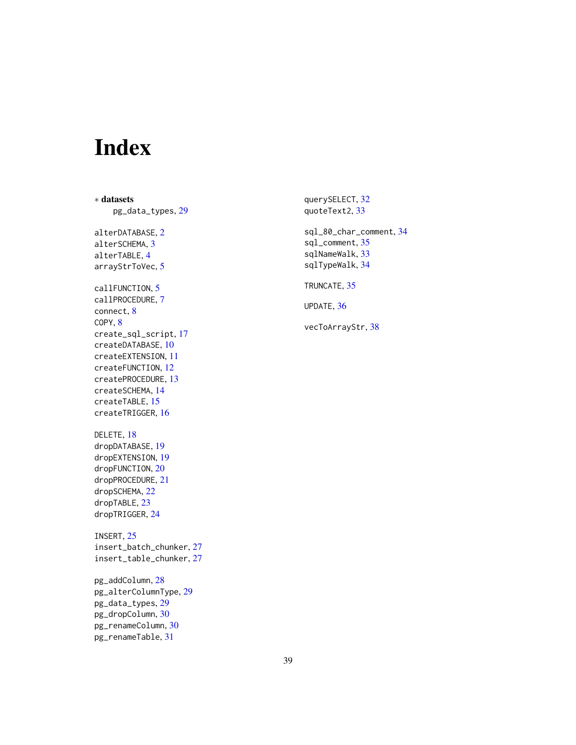# Index

∗ **datasets**
    pg_data_types, 29

alterDATABASE, 2
alterSCHEMA, 3
alterTABLE, 4
arrayStrToVec, 5

callFUNCTION, 5
callPROCEDURE, 7
connect, 8
COPY, 8
create_sql_script, 17
createDATABASE, 10
createEXTENSION, 11
createFUNCTION, 12
createPROCEDURE, 13
createSCHEMA, 14
createTABLE, 15
createTRIGGER, 16

DELETE, 18
dropDATABASE, 19
dropEXTENSION, 19
dropFUNCTION, 20
dropPROCEDURE, 21
dropSCHEMA, 22
dropTABLE, 23
dropTRIGGER, 24

INSERT, 25
insert_batch_chunker, 27
insert_table_chunker, 27

pg_addColumn, 28
pg_alterColumnType, 29
pg_data_types, 29
pg_dropColumn, 30
pg_renameColumn, 30
pg_renameTable, 31

querySELECT, 32
quoteText2, 33

sql_80_char_comment, 34
sql_comment, 35
sqlNameWalk, 33
sqlTypeWalk, 34

TRUNCATE, 35

UPDATE, 36

vecToArrayStr, 38